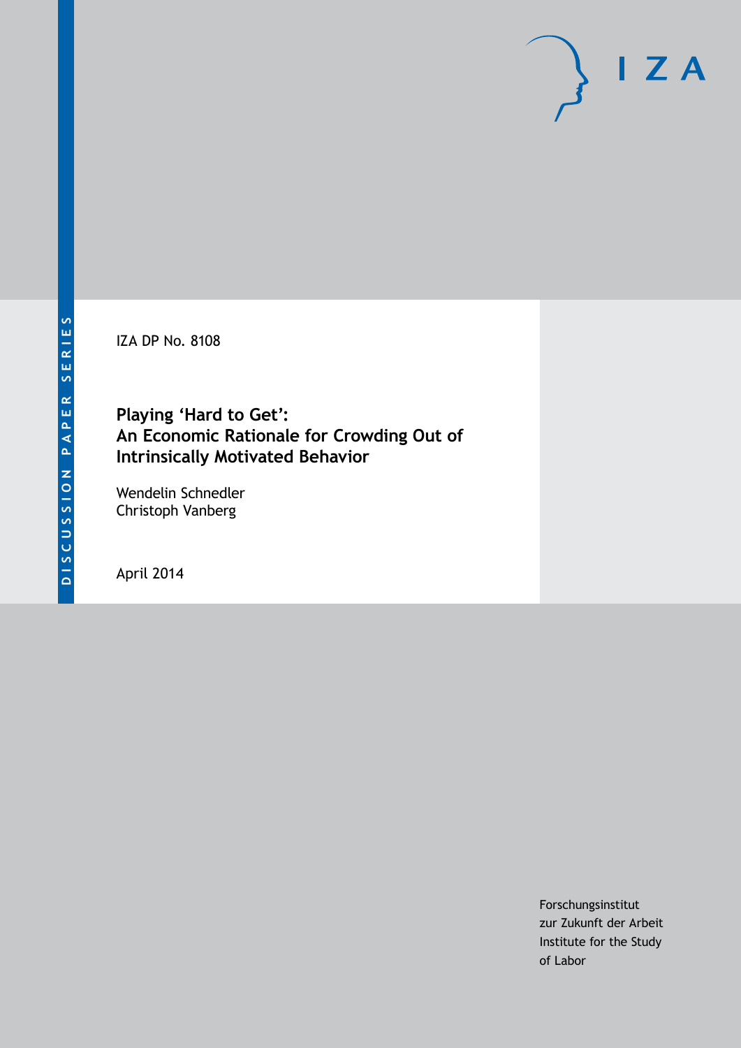DISCUSSION PAPER SERIES

IZA DP No. 8108

# Playing 'Hard to Get': An Economic Rationale for Crowding Out of Intrinsically Motivated Behavior

Wendelin Schnedler
Christoph Vanberg

April 2014

Forschungsinstitut
zur Zukunft der Arbeit
Institute for the Study
of Labor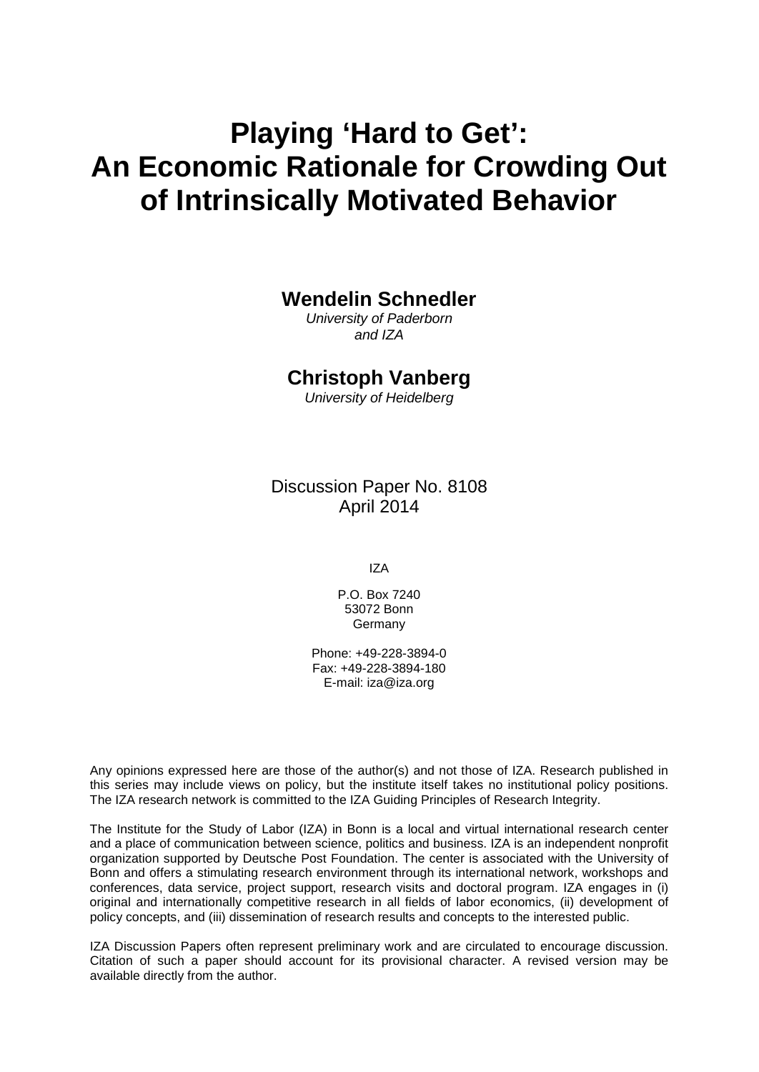# Playing 'Hard to Get': An Economic Rationale for Crowding Out of Intrinsically Motivated Behavior

**Wendelin Schnedler**

*University of Paderborn and IZA*

**Christoph Vanberg**

*University of Heidelberg*

Discussion Paper No. 8108
April 2014

IZA

P.O. Box 7240
53072 Bonn
Germany

Phone: +49-228-3894-0
Fax: +49-228-3894-180
E-mail: iza@iza.org

Any opinions expressed here are those of the author(s) and not those of IZA. Research published in this series may include views on policy, but the institute itself takes no institutional policy positions. The IZA research network is committed to the IZA Guiding Principles of Research Integrity.

The Institute for the Study of Labor (IZA) in Bonn is a local and virtual international research center and a place of communication between science, politics and business. IZA is an independent nonprofit organization supported by Deutsche Post Foundation. The center is associated with the University of Bonn and offers a stimulating research environment through its international network, workshops and conferences, data service, project support, research visits and doctoral program. IZA engages in (i) original and internationally competitive research in all fields of labor economics, (ii) development of policy concepts, and (iii) dissemination of research results and concepts to the interested public.

IZA Discussion Papers often represent preliminary work and are circulated to encourage discussion. Citation of such a paper should account for its provisional character. A revised version may be available directly from the author.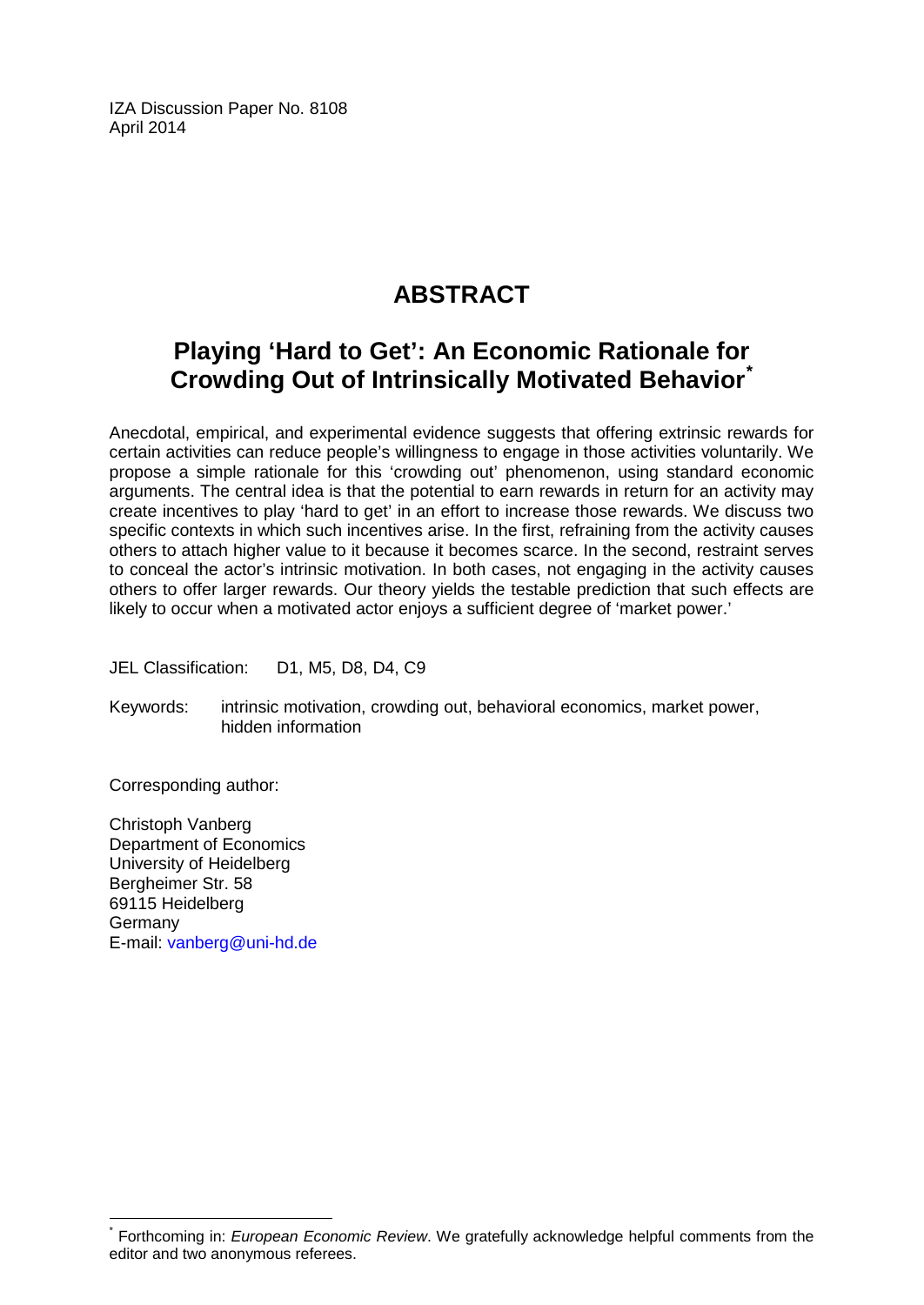IZA Discussion Paper No. 8108
April 2014

# ABSTRACT

## Playing 'Hard to Get': An Economic Rationale for Crowding Out of Intrinsically Motivated Behavior[*]

Anecdotal, empirical, and experimental evidence suggests that offering extrinsic rewards for certain activities can reduce people's willingness to engage in those activities voluntarily. We propose a simple rationale for this 'crowding out' phenomenon, using standard economic arguments. The central idea is that the potential to earn rewards in return for an activity may create incentives to play 'hard to get' in an effort to increase those rewards. We discuss two specific contexts in which such incentives arise. In the first, refraining from the activity causes others to attach higher value to it because it becomes scarce. In the second, restraint serves to conceal the actor's intrinsic motivation. In both cases, not engaging in the activity causes others to offer larger rewards. Our theory yields the testable prediction that such effects are likely to occur when a motivated actor enjoys a sufficient degree of 'market power.'

JEL Classification: D1, M5, D8, D4, C9

Keywords: intrinsic motivation, crowding out, behavioral economics, market power, hidden information

Corresponding author:

Christoph Vanberg
Department of Economics
University of Heidelberg
Bergheimer Str. 58
69115 Heidelberg
Germany
E-mail: vanberg@uni-hd.de

[*] Forthcoming in: *European Economic Review*. We gratefully acknowledge helpful comments from the editor and two anonymous referees.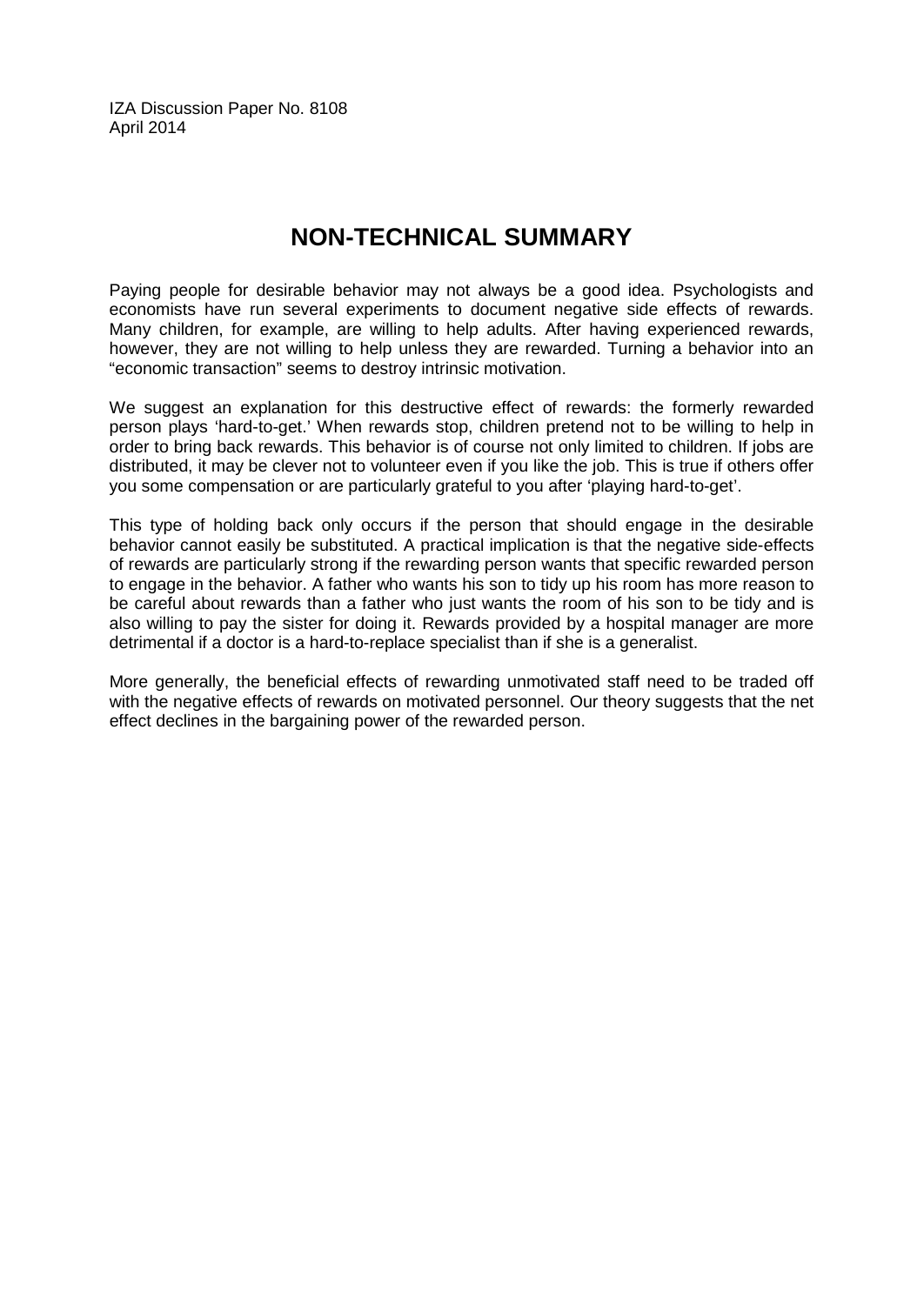IZA Discussion Paper No. 8108
April 2014

# NON-TECHNICAL SUMMARY

Paying people for desirable behavior may not always be a good idea. Psychologists and economists have run several experiments to document negative side effects of rewards. Many children, for example, are willing to help adults. After having experienced rewards, however, they are not willing to help unless they are rewarded. Turning a behavior into an "economic transaction" seems to destroy intrinsic motivation.

We suggest an explanation for this destructive effect of rewards: the formerly rewarded person plays 'hard-to-get.' When rewards stop, children pretend not to be willing to help in order to bring back rewards. This behavior is of course not only limited to children. If jobs are distributed, it may be clever not to volunteer even if you like the job. This is true if others offer you some compensation or are particularly grateful to you after 'playing hard-to-get'.

This type of holding back only occurs if the person that should engage in the desirable behavior cannot easily be substituted. A practical implication is that the negative side-effects of rewards are particularly strong if the rewarding person wants that specific rewarded person to engage in the behavior. A father who wants his son to tidy up his room has more reason to be careful about rewards than a father who just wants the room of his son to be tidy and is also willing to pay the sister for doing it. Rewards provided by a hospital manager are more detrimental if a doctor is a hard-to-replace specialist than if she is a generalist.

More generally, the beneficial effects of rewarding unmotivated staff need to be traded off with the negative effects of rewards on motivated personnel. Our theory suggests that the net effect declines in the bargaining power of the rewarded person.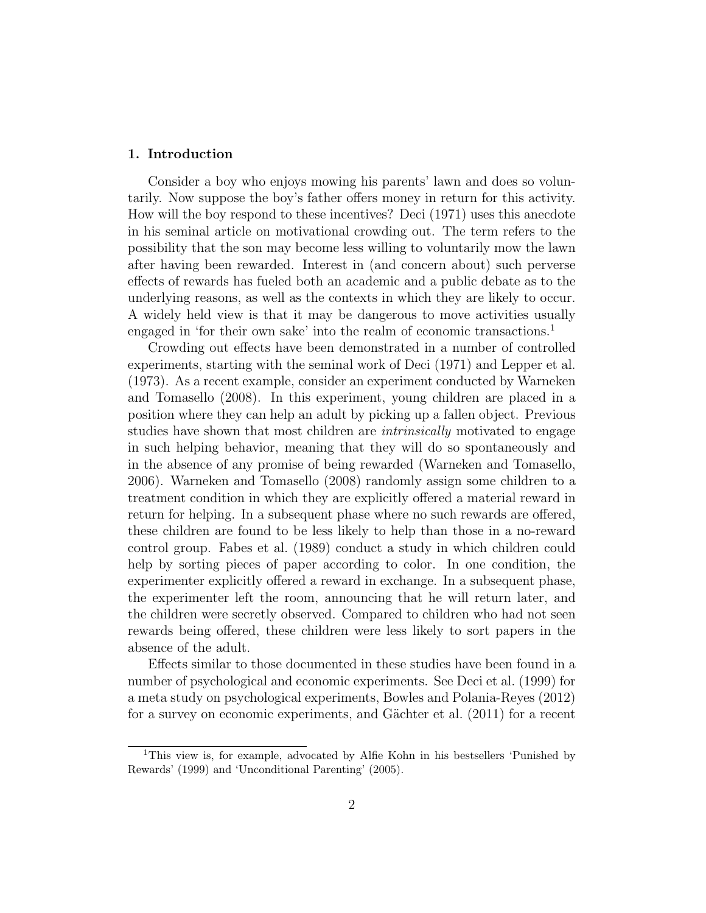## 1. Introduction

Consider a boy who enjoys mowing his parents' lawn and does so voluntarily. Now suppose the boy's father offers money in return for this activity. How will the boy respond to these incentives? Deci (1971) uses this anecdote in his seminal article on motivational crowding out. The term refers to the possibility that the son may become less willing to voluntarily mow the lawn after having been rewarded. Interest in (and concern about) such perverse effects of rewards has fueled both an academic and a public debate as to the underlying reasons, as well as the contexts in which they are likely to occur. A widely held view is that it may be dangerous to move activities usually engaged in 'for their own sake' into the realm of economic transactions.[1]

Crowding out effects have been demonstrated in a number of controlled experiments, starting with the seminal work of Deci (1971) and Lepper et al. (1973). As a recent example, consider an experiment conducted by Warneken and Tomasello (2008). In this experiment, young children are placed in a position where they can help an adult by picking up a fallen object. Previous studies have shown that most children are *intrinsically* motivated to engage in such helping behavior, meaning that they will do so spontaneously and in the absence of any promise of being rewarded (Warneken and Tomasello, 2006). Warneken and Tomasello (2008) randomly assign some children to a treatment condition in which they are explicitly offered a material reward in return for helping. In a subsequent phase where no such rewards are offered, these children are found to be less likely to help than those in a no-reward control group. Fabes et al. (1989) conduct a study in which children could help by sorting pieces of paper according to color. In one condition, the experimenter explicitly offered a reward in exchange. In a subsequent phase, the experimenter left the room, announcing that he will return later, and the children were secretly observed. Compared to children who had not seen rewards being offered, these children were less likely to sort papers in the absence of the adult.

Effects similar to those documented in these studies have been found in a number of psychological and economic experiments. See Deci et al. (1999) for a meta study on psychological experiments, Bowles and Polania-Reyes (2012) for a survey on economic experiments, and Gächter et al. (2011) for a recent

[1] This view is, for example, advocated by Alfie Kohn in his bestsellers 'Punished by Rewards' (1999) and 'Unconditional Parenting' (2005).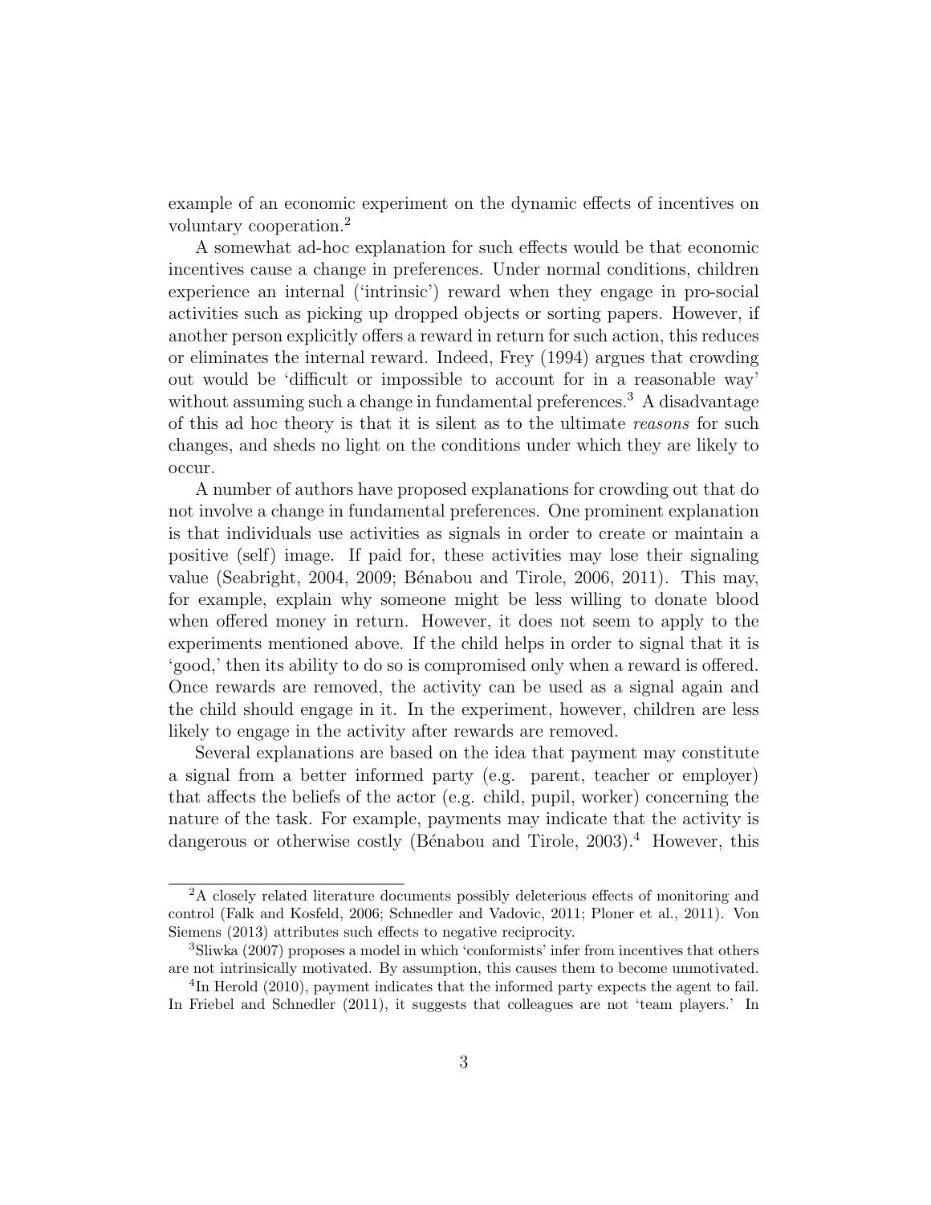example of an economic experiment on the dynamic effects of incentives on voluntary cooperation.[2]

A somewhat ad-hoc explanation for such effects would be that economic incentives cause a change in preferences. Under normal conditions, children experience an internal ('intrinsic') reward when they engage in pro-social activities such as picking up dropped objects or sorting papers. However, if another person explicitly offers a reward in return for such action, this reduces or eliminates the internal reward. Indeed, Frey (1994) argues that crowding out would be 'difficult or impossible to account for in a reasonable way' without assuming such a change in fundamental preferences.[3] A disadvantage of this ad hoc theory is that it is silent as to the ultimate *reasons* for such changes, and sheds no light on the conditions under which they are likely to occur.

A number of authors have proposed explanations for crowding out that do not involve a change in fundamental preferences. One prominent explanation is that individuals use activities as signals in order to create or maintain a positive (self) image. If paid for, these activities may lose their signaling value (Seabright, 2004, 2009; Bénabou and Tirole, 2006, 2011). This may, for example, explain why someone might be less willing to donate blood when offered money in return. However, it does not seem to apply to the experiments mentioned above. If the child helps in order to signal that it is 'good,' then its ability to do so is compromised only when a reward is offered. Once rewards are removed, the activity can be used as a signal again and the child should engage in it. In the experiment, however, children are less likely to engage in the activity after rewards are removed.

Several explanations are based on the idea that payment may constitute a signal from a better informed party (e.g. parent, teacher or employer) that affects the beliefs of the actor (e.g. child, pupil, worker) concerning the nature of the task. For example, payments may indicate that the activity is dangerous or otherwise costly (Bénabou and Tirole, 2003).[4] However, this

---

[2] A closely related literature documents possibly deleterious effects of monitoring and control (Falk and Kosfeld, 2006; Schnedler and Vadovic, 2011; Ploner et al., 2011). Von Siemens (2013) attributes such effects to negative reciprocity.

[3] Sliwka (2007) proposes a model in which 'conformists' infer from incentives that others are not intrinsically motivated. By assumption, this causes them to become unmotivated.

[4] In Herold (2010), payment indicates that the informed party expects the agent to fail. In Friebel and Schnedler (2011), it suggests that colleagues are not 'team players.' In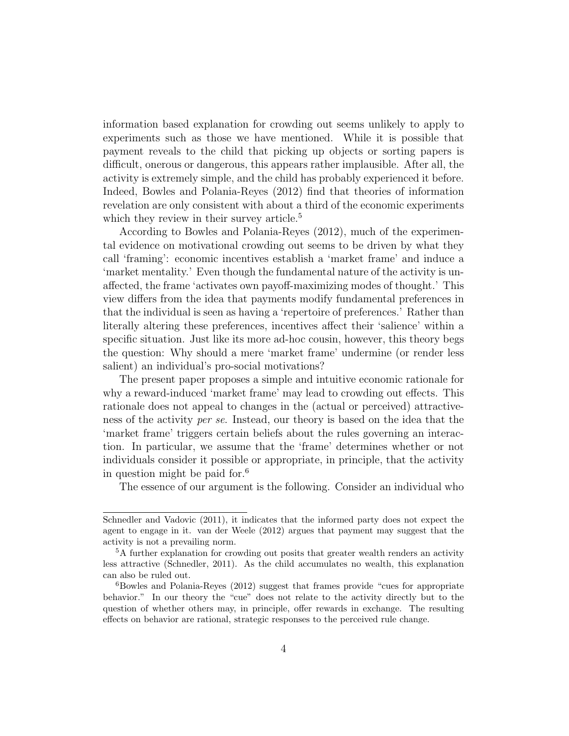information based explanation for crowding out seems unlikely to apply to experiments such as those we have mentioned. While it is possible that payment reveals to the child that picking up objects or sorting papers is difficult, onerous or dangerous, this appears rather implausible. After all, the activity is extremely simple, and the child has probably experienced it before. Indeed, Bowles and Polania-Reyes (2012) find that theories of information revelation are only consistent with about a third of the economic experiments which they review in their survey article.[5]

According to Bowles and Polania-Reyes (2012), much of the experimental evidence on motivational crowding out seems to be driven by what they call 'framing': economic incentives establish a 'market frame' and induce a 'market mentality.' Even though the fundamental nature of the activity is unaffected, the frame 'activates own payoff-maximizing modes of thought.' This view differs from the idea that payments modify fundamental preferences in that the individual is seen as having a 'repertoire of preferences.' Rather than literally altering these preferences, incentives affect their 'salience' within a specific situation. Just like its more ad-hoc cousin, however, this theory begs the question: Why should a mere 'market frame' undermine (or render less salient) an individual's pro-social motivations?

The present paper proposes a simple and intuitive economic rationale for why a reward-induced 'market frame' may lead to crowding out effects. This rationale does not appeal to changes in the (actual or perceived) attractiveness of the activity *per se*. Instead, our theory is based on the idea that the 'market frame' triggers certain beliefs about the rules governing an interaction. In particular, we assume that the 'frame' determines whether or not individuals consider it possible or appropriate, in principle, that the activity in question might be paid for.[6]

The essence of our argument is the following. Consider an individual who

---

Schnedler and Vadovic (2011), it indicates that the informed party does not expect the agent to engage in it. van der Weele (2012) argues that payment may suggest that the activity is not a prevailing norm.

[5] A further explanation for crowding out posits that greater wealth renders an activity less attractive (Schnedler, 2011). As the child accumulates no wealth, this explanation can also be ruled out.

[6] Bowles and Polania-Reyes (2012) suggest that frames provide "cues for appropriate behavior." In our theory the "cue" does not relate to the activity directly but to the question of whether others may, in principle, offer rewards in exchange. The resulting effects on behavior are rational, strategic responses to the perceived rule change.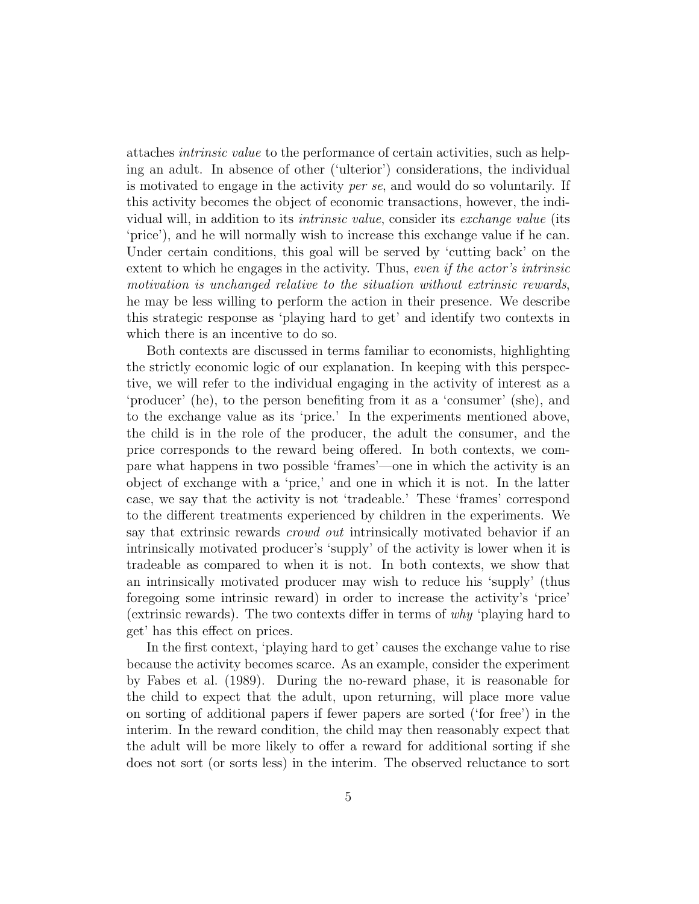attaches *intrinsic value* to the performance of certain activities, such as helping an adult. In absence of other ('ulterior') considerations, the individual is motivated to engage in the activity *per se*, and would do so voluntarily. If this activity becomes the object of economic transactions, however, the individual will, in addition to its *intrinsic value*, consider its *exchange value* (its 'price'), and he will normally wish to increase this exchange value if he can. Under certain conditions, this goal will be served by 'cutting back' on the extent to which he engages in the activity. Thus, *even if the actor's intrinsic motivation is unchanged relative to the situation without extrinsic rewards*, he may be less willing to perform the action in their presence. We describe this strategic response as 'playing hard to get' and identify two contexts in which there is an incentive to do so.

Both contexts are discussed in terms familiar to economists, highlighting the strictly economic logic of our explanation. In keeping with this perspective, we will refer to the individual engaging in the activity of interest as a 'producer' (he), to the person benefiting from it as a 'consumer' (she), and to the exchange value as its 'price.' In the experiments mentioned above, the child is in the role of the producer, the adult the consumer, and the price corresponds to the reward being offered. In both contexts, we compare what happens in two possible 'frames'—one in which the activity is an object of exchange with a 'price,' and one in which it is not. In the latter case, we say that the activity is not 'tradeable.' These 'frames' correspond to the different treatments experienced by children in the experiments. We say that extrinsic rewards *crowd out* intrinsically motivated behavior if an intrinsically motivated producer's 'supply' of the activity is lower when it is tradeable as compared to when it is not. In both contexts, we show that an intrinsically motivated producer may wish to reduce his 'supply' (thus foregoing some intrinsic reward) in order to increase the activity's 'price' (extrinsic rewards). The two contexts differ in terms of *why* 'playing hard to get' has this effect on prices.

In the first context, 'playing hard to get' causes the exchange value to rise because the activity becomes scarce. As an example, consider the experiment by Fabes et al. (1989). During the no-reward phase, it is reasonable for the child to expect that the adult, upon returning, will place more value on sorting of additional papers if fewer papers are sorted ('for free') in the interim. In the reward condition, the child may then reasonably expect that the adult will be more likely to offer a reward for additional sorting if she does not sort (or sorts less) in the interim. The observed reluctance to sort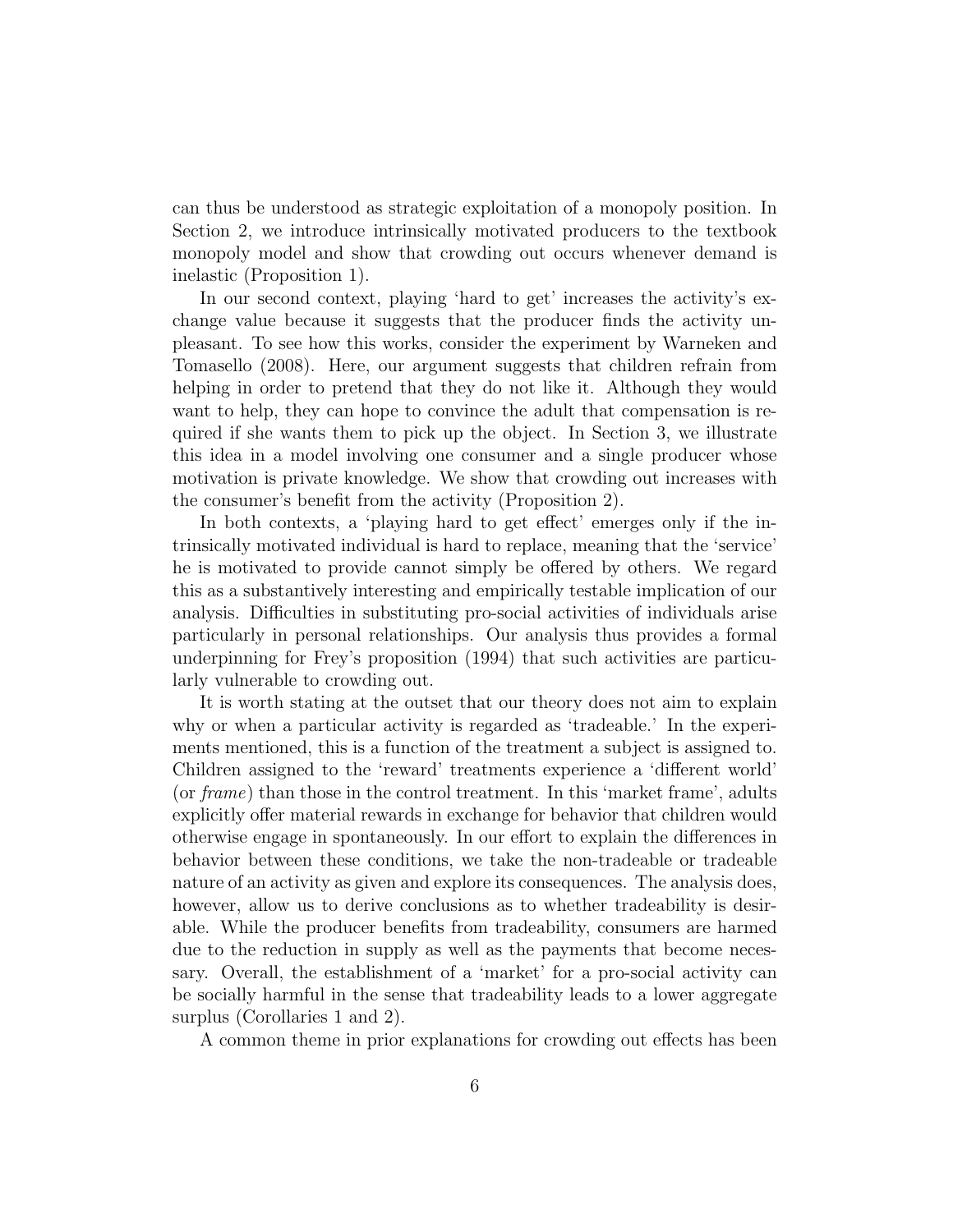can thus be understood as strategic exploitation of a monopoly position. In Section 2, we introduce intrinsically motivated producers to the textbook monopoly model and show that crowding out occurs whenever demand is inelastic (Proposition 1).

In our second context, playing 'hard to get' increases the activity's exchange value because it suggests that the producer finds the activity unpleasant. To see how this works, consider the experiment by Warneken and Tomasello (2008). Here, our argument suggests that children refrain from helping in order to pretend that they do not like it. Although they would want to help, they can hope to convince the adult that compensation is required if she wants them to pick up the object. In Section 3, we illustrate this idea in a model involving one consumer and a single producer whose motivation is private knowledge. We show that crowding out increases with the consumer's benefit from the activity (Proposition 2).

In both contexts, a 'playing hard to get effect' emerges only if the intrinsically motivated individual is hard to replace, meaning that the 'service' he is motivated to provide cannot simply be offered by others. We regard this as a substantively interesting and empirically testable implication of our analysis. Difficulties in substituting pro-social activities of individuals arise particularly in personal relationships. Our analysis thus provides a formal underpinning for Frey's proposition (1994) that such activities are particularly vulnerable to crowding out.

It is worth stating at the outset that our theory does not aim to explain why or when a particular activity is regarded as 'tradeable.' In the experiments mentioned, this is a function of the treatment a subject is assigned to. Children assigned to the 'reward' treatments experience a 'different world' (or *frame*) than those in the control treatment. In this 'market frame', adults explicitly offer material rewards in exchange for behavior that children would otherwise engage in spontaneously. In our effort to explain the differences in behavior between these conditions, we take the non-tradeable or tradeable nature of an activity as given and explore its consequences. The analysis does, however, allow us to derive conclusions as to whether tradeability is desirable. While the producer benefits from tradeability, consumers are harmed due to the reduction in supply as well as the payments that become necessary. Overall, the establishment of a 'market' for a pro-social activity can be socially harmful in the sense that tradeability leads to a lower aggregate surplus (Corollaries 1 and 2).

A common theme in prior explanations for crowding out effects has been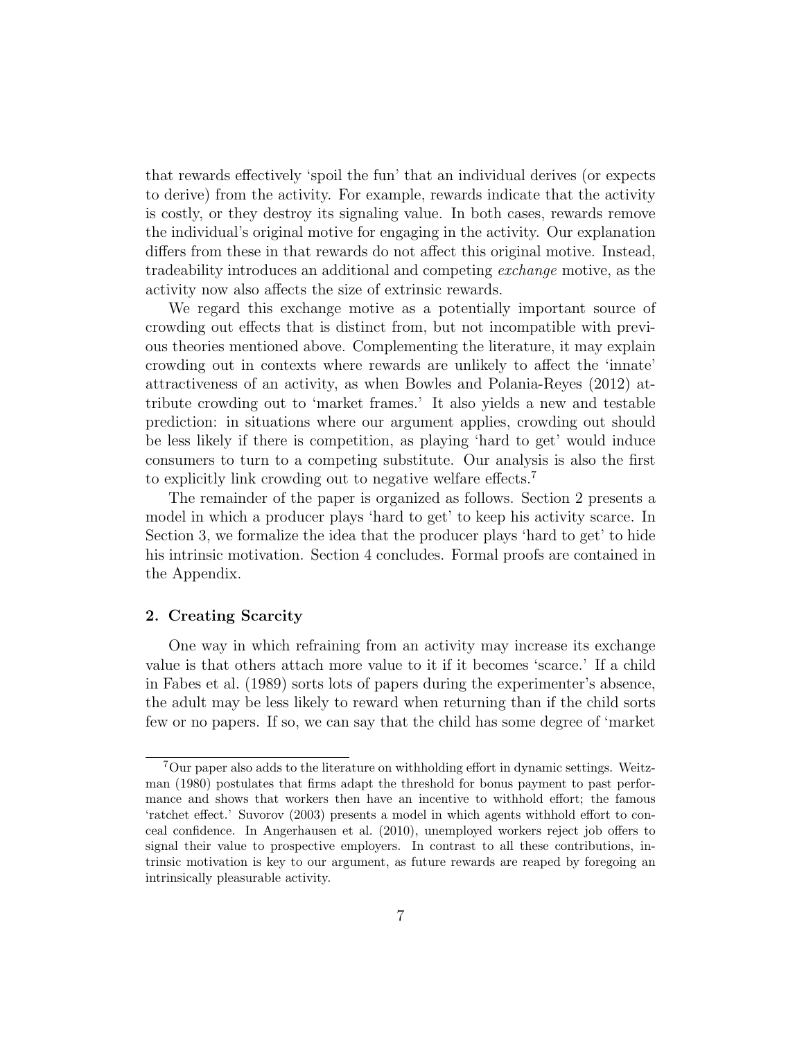that rewards effectively 'spoil the fun' that an individual derives (or expects to derive) from the activity. For example, rewards indicate that the activity is costly, or they destroy its signaling value. In both cases, rewards remove the individual's original motive for engaging in the activity. Our explanation differs from these in that rewards do not affect this original motive. Instead, tradeability introduces an additional and competing *exchange* motive, as the activity now also affects the size of extrinsic rewards.

We regard this exchange motive as a potentially important source of crowding out effects that is distinct from, but not incompatible with previous theories mentioned above. Complementing the literature, it may explain crowding out in contexts where rewards are unlikely to affect the 'innate' attractiveness of an activity, as when Bowles and Polania-Reyes (2012) attribute crowding out to 'market frames.' It also yields a new and testable prediction: in situations where our argument applies, crowding out should be less likely if there is competition, as playing 'hard to get' would induce consumers to turn to a competing substitute. Our analysis is also the first to explicitly link crowding out to negative welfare effects.[7]

The remainder of the paper is organized as follows. Section 2 presents a model in which a producer plays 'hard to get' to keep his activity scarce. In Section 3, we formalize the idea that the producer plays 'hard to get' to hide his intrinsic motivation. Section 4 concludes. Formal proofs are contained in the Appendix.

## 2. Creating Scarcity

One way in which refraining from an activity may increase its exchange value is that others attach more value to it if it becomes 'scarce.' If a child in Fabes et al. (1989) sorts lots of papers during the experimenter's absence, the adult may be less likely to reward when returning than if the child sorts few or no papers. If so, we can say that the child has some degree of 'market

[7] Our paper also adds to the literature on withholding effort in dynamic settings. Weitzman (1980) postulates that firms adapt the threshold for bonus payment to past performance and shows that workers then have an incentive to withhold effort; the famous 'ratchet effect.' Suvorov (2003) presents a model in which agents withhold effort to conceal confidence. In Angerhausen et al. (2010), unemployed workers reject job offers to signal their value to prospective employers. In contrast to all these contributions, intrinsic motivation is key to our argument, as future rewards are reaped by foregoing an intrinsically pleasurable activity.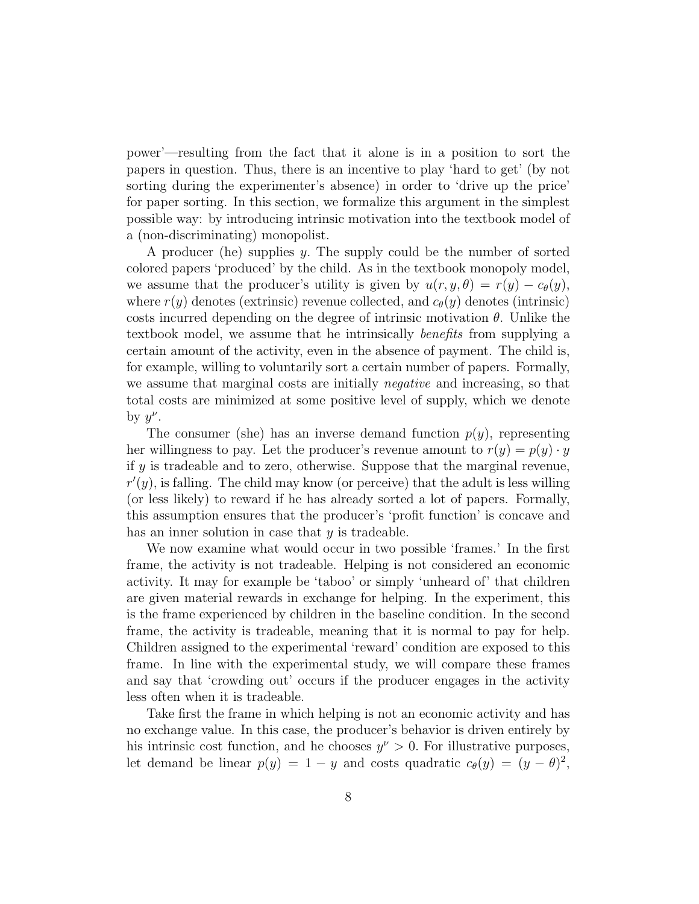power'—resulting from the fact that it alone is in a position to sort the papers in question. Thus, there is an incentive to play 'hard to get' (by not sorting during the experimenter's absence) in order to 'drive up the price' for paper sorting. In this section, we formalize this argument in the simplest possible way: by introducing intrinsic motivation into the textbook model of a (non-discriminating) monopolist.

A producer (he) supplies $y$. The supply could be the number of sorted colored papers 'produced' by the child. As in the textbook monopoly model, we assume that the producer's utility is given by $u(r, y, \theta) = r(y) - c_\theta(y)$, where $r(y)$ denotes (extrinsic) revenue collected, and $c_\theta(y)$ denotes (intrinsic) costs incurred depending on the degree of intrinsic motivation $\theta$. Unlike the textbook model, we assume that he intrinsically *benefits* from supplying a certain amount of the activity, even in the absence of payment. The child is, for example, willing to voluntarily sort a certain number of papers. Formally, we assume that marginal costs are initially *negative* and increasing, so that total costs are minimized at some positive level of supply, which we denote by $y^\nu$.

The consumer (she) has an inverse demand function $p(y)$, representing her willingness to pay. Let the producer's revenue amount to $r(y) = p(y) \cdot y$ if $y$ is tradeable and to zero, otherwise. Suppose that the marginal revenue, $r'(y)$, is falling. The child may know (or perceive) that the adult is less willing (or less likely) to reward if he has already sorted a lot of papers. Formally, this assumption ensures that the producer's 'profit function' is concave and has an inner solution in case that $y$ is tradeable.

We now examine what would occur in two possible 'frames.' In the first frame, the activity is not tradeable. Helping is not considered an economic activity. It may for example be 'taboo' or simply 'unheard of' that children are given material rewards in exchange for helping. In the experiment, this is the frame experienced by children in the baseline condition. In the second frame, the activity is tradeable, meaning that it is normal to pay for help. Children assigned to the experimental 'reward' condition are exposed to this frame. In line with the experimental study, we will compare these frames and say that 'crowding out' occurs if the producer engages in the activity less often when it is tradeable.

Take first the frame in which helping is not an economic activity and has no exchange value. In this case, the producer's behavior is driven entirely by his intrinsic cost function, and he chooses $y^\nu > 0$. For illustrative purposes, let demand be linear $p(y) = 1 - y$ and costs quadratic $c_\theta(y) = (y - \theta)^2$,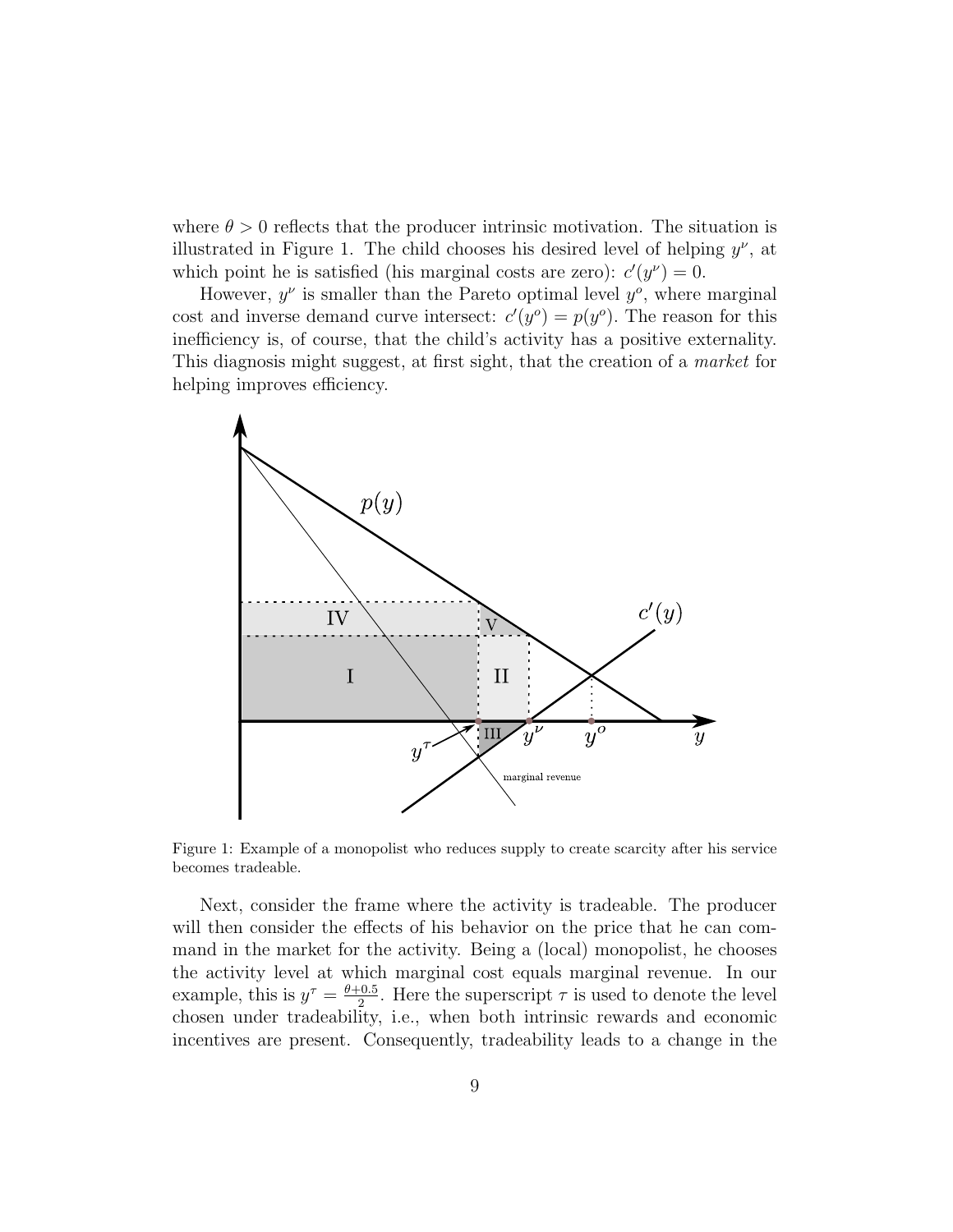where $\theta > 0$ reflects that the producer intrinsic motivation. The situation is illustrated in Figure 1. The child chooses his desired level of helping $y^{\nu}$, at which point he is satisfied (his marginal costs are zero): $c'(y^{\nu}) = 0$.

However, $y^{\nu}$ is smaller than the Pareto optimal level $y^{o}$, where marginal cost and inverse demand curve intersect: $c'(y^{o}) = p(y^{o})$. The reason for this inefficiency is, of course, that the child's activity has a positive externality. This diagnosis might suggest, at first sight, that the creation of a *market* for helping improves efficiency.

Figure 1: Example of a monopolist who reduces supply to create scarcity after his service becomes tradeable.

Next, consider the frame where the activity is tradeable. The producer will then consider the effects of his behavior on the price that he can command in the market for the activity. Being a (local) monopolist, he chooses the activity level at which marginal cost equals marginal revenue. In our example, this is $y^{\tau} = \frac{\theta+0.5}{2}$. Here the superscript $\tau$ is used to denote the level chosen under tradeability, i.e., when both intrinsic rewards and economic incentives are present. Consequently, tradeability leads to a change in the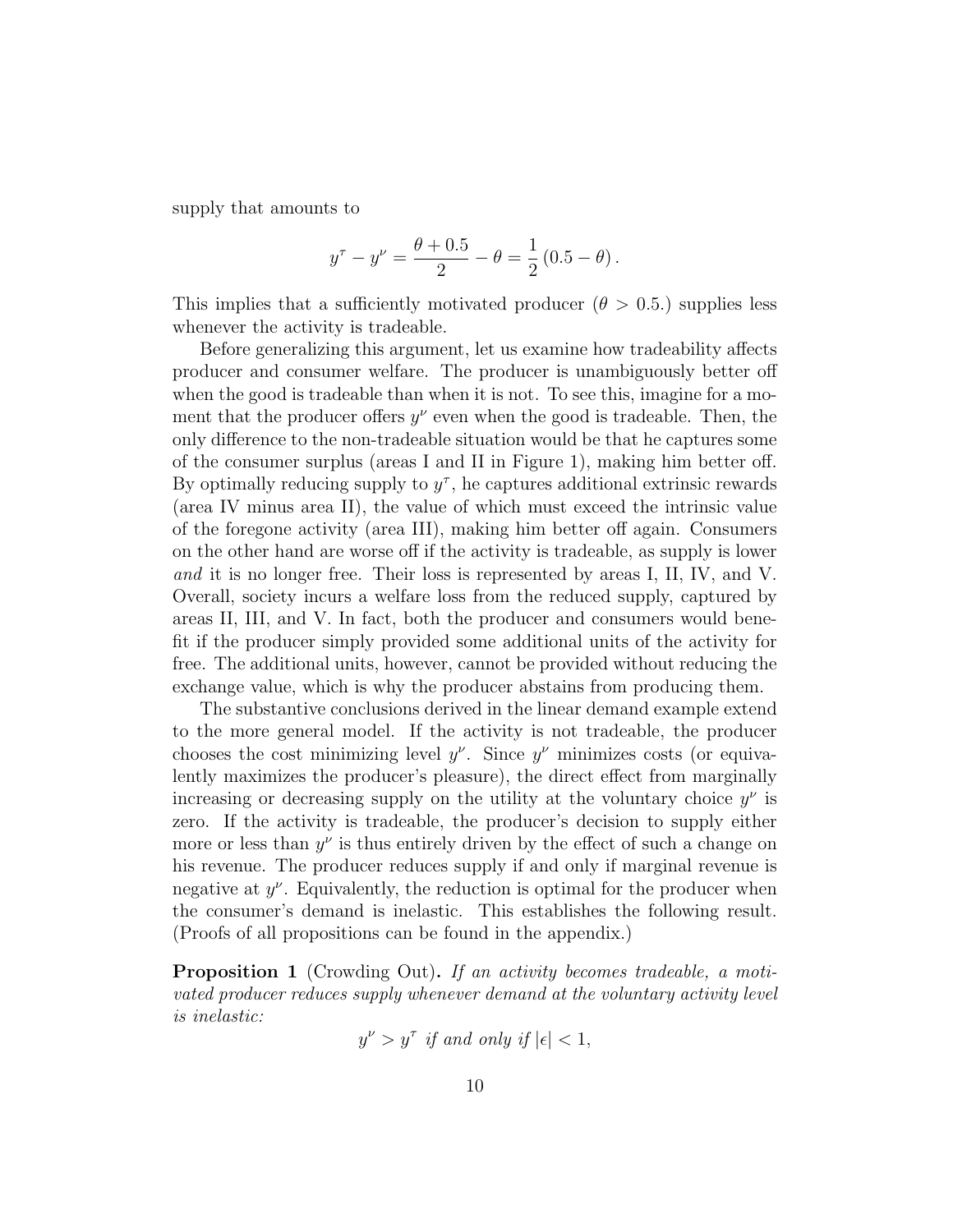supply that amounts to

$$y^{\tau} - y^{\nu} = \frac{\theta + 0.5}{2} - \theta = \frac{1}{2}(0.5 - \theta).$$

This implies that a sufficiently motivated producer ($\theta > 0.5$.) supplies less whenever the activity is tradeable.

Before generalizing this argument, let us examine how tradeability affects producer and consumer welfare. The producer is unambiguously better off when the good is tradeable than when it is not. To see this, imagine for a moment that the producer offers $y^{\nu}$ even when the good is tradeable. Then, the only difference to the non-tradeable situation would be that he captures some of the consumer surplus (areas I and II in Figure 1), making him better off. By optimally reducing supply to $y^{\tau}$, he captures additional extrinsic rewards (area IV minus area II), the value of which must exceed the intrinsic value of the foregone activity (area III), making him better off again. Consumers on the other hand are worse off if the activity is tradeable, as supply is lower *and* it is no longer free. Their loss is represented by areas I, II, IV, and V. Overall, society incurs a welfare loss from the reduced supply, captured by areas II, III, and V. In fact, both the producer and consumers would benefit if the producer simply provided some additional units of the activity for free. The additional units, however, cannot be provided without reducing the exchange value, which is why the producer abstains from producing them.

The substantive conclusions derived in the linear demand example extend to the more general model. If the activity is not tradeable, the producer chooses the cost minimizing level $y^{\nu}$. Since $y^{\nu}$ minimizes costs (or equivalently maximizes the producer's pleasure), the direct effect from marginally increasing or decreasing supply on the utility at the voluntary choice $y^{\nu}$ is zero. If the activity is tradeable, the producer's decision to supply either more or less than $y^{\nu}$ is thus entirely driven by the effect of such a change on his revenue. The producer reduces supply if and only if marginal revenue is negative at $y^{\nu}$. Equivalently, the reduction is optimal for the producer when the consumer's demand is inelastic. This establishes the following result. (Proofs of all propositions can be found in the appendix.)

**Proposition 1** (Crowding Out)**.** *If an activity becomes tradeable, a motivated producer reduces supply whenever demand at the voluntary activity level is inelastic:*

$$y^{\nu} > y^{\tau} \text{ if and only if } |\epsilon| < 1,$$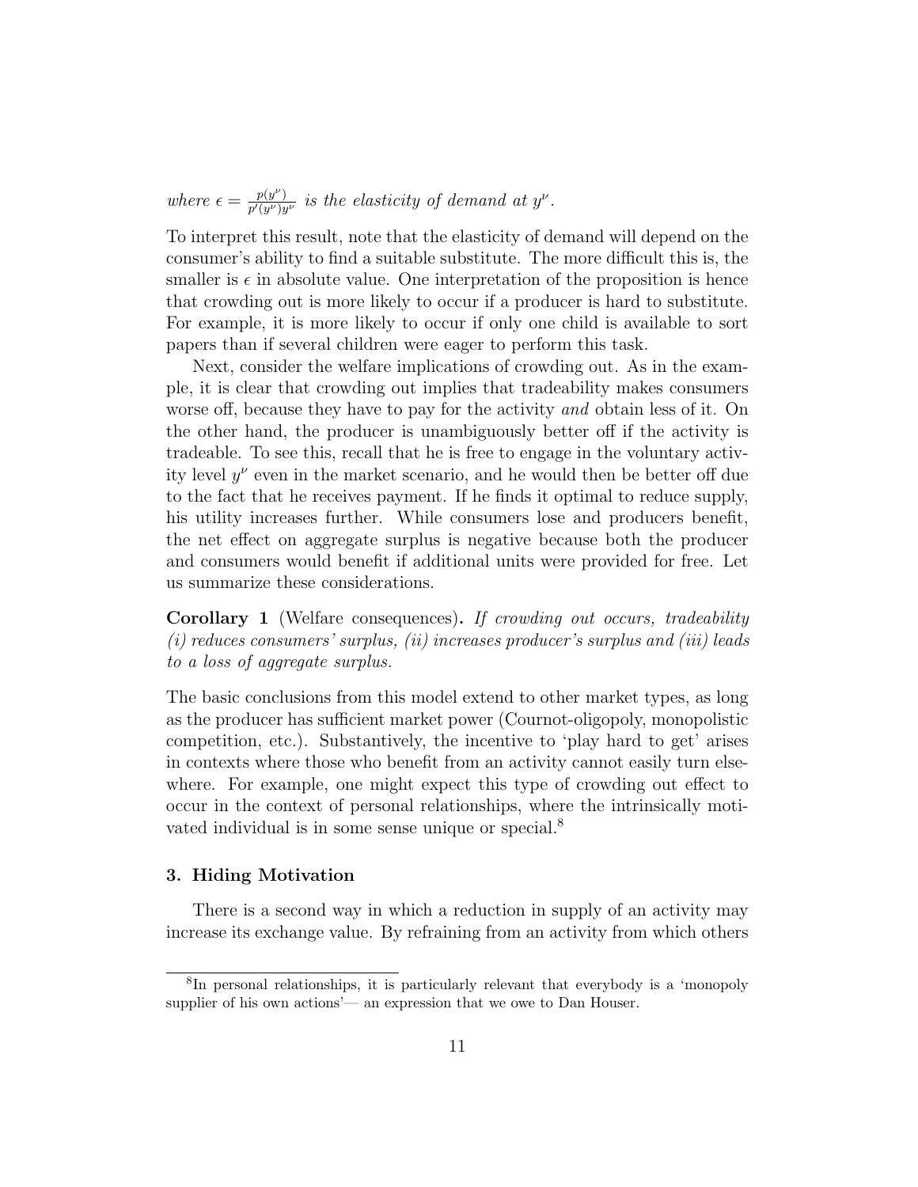*where* $\epsilon = \frac{p(y^\nu)}{p'(y^\nu)y^\nu}$ *is the elasticity of demand at* $y^\nu$.

To interpret this result, note that the elasticity of demand will depend on the consumer's ability to find a suitable substitute. The more difficult this is, the smaller is $\epsilon$ in absolute value. One interpretation of the proposition is hence that crowding out is more likely to occur if a producer is hard to substitute. For example, it is more likely to occur if only one child is available to sort papers than if several children were eager to perform this task.

Next, consider the welfare implications of crowding out. As in the example, it is clear that crowding out implies that tradeability makes consumers worse off, because they have to pay for the activity *and* obtain less of it. On the other hand, the producer is unambiguously better off if the activity is tradeable. To see this, recall that he is free to engage in the voluntary activity level $y^\nu$ even in the market scenario, and he would then be better off due to the fact that he receives payment. If he finds it optimal to reduce supply, his utility increases further. While consumers lose and producers benefit, the net effect on aggregate surplus is negative because both the producer and consumers would benefit if additional units were provided for free. Let us summarize these considerations.

**Corollary 1** (Welfare consequences)**.** *If crowding out occurs, tradeability (i) reduces consumers' surplus, (ii) increases producer's surplus and (iii) leads to a loss of aggregate surplus.*

The basic conclusions from this model extend to other market types, as long as the producer has sufficient market power (Cournot-oligopoly, monopolistic competition, etc.). Substantively, the incentive to 'play hard to get' arises in contexts where those who benefit from an activity cannot easily turn elsewhere. For example, one might expect this type of crowding out effect to occur in the context of personal relationships, where the intrinsically motivated individual is in some sense unique or special.[8]

### 3. Hiding Motivation

There is a second way in which a reduction in supply of an activity may increase its exchange value. By refraining from an activity from which others

[8] In personal relationships, it is particularly relevant that everybody is a 'monopoly supplier of his own actions'— an expression that we owe to Dan Houser.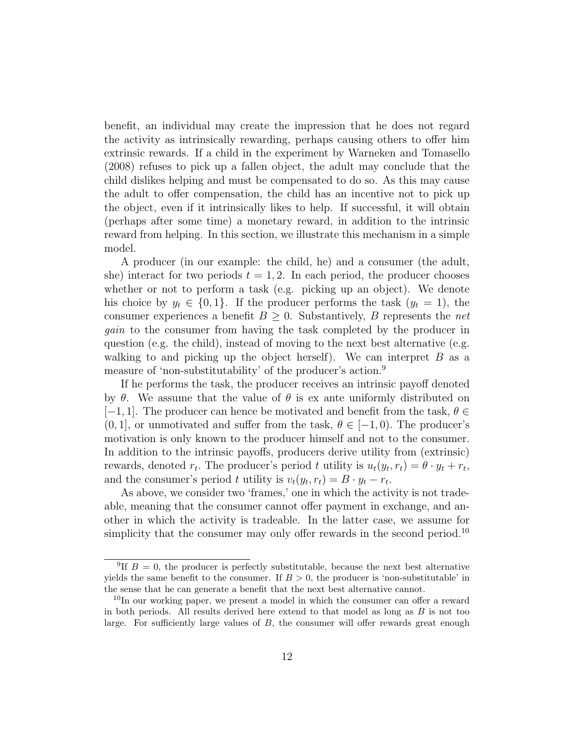benefit, an individual may create the impression that he does not regard the activity as intrinsically rewarding, perhaps causing others to offer him extrinsic rewards. If a child in the experiment by Warneken and Tomasello (2008) refuses to pick up a fallen object, the adult may conclude that the child dislikes helping and must be compensated to do so. As this may cause the adult to offer compensation, the child has an incentive not to pick up the object, even if it intrinsically likes to help. If successful, it will obtain (perhaps after some time) a monetary reward, in addition to the intrinsic reward from helping. In this section, we illustrate this mechanism in a simple model.

A producer (in our example: the child, he) and a consumer (the adult, she) interact for two periods $t = 1, 2$. In each period, the producer chooses whether or not to perform a task (e.g. picking up an object). We denote his choice by $y_t \in \{0, 1\}$. If the producer performs the task ($y_t = 1$), the consumer experiences a benefit $B \geq 0$. Substantively, $B$ represents the *net gain* to the consumer from having the task completed by the producer in question (e.g. the child), instead of moving to the next best alternative (e.g. walking to and picking up the object herself). We can interpret $B$ as a measure of 'non-substitutability' of the producer's action.[9]

If he performs the task, the producer receives an intrinsic payoff denoted by $\theta$. We assume that the value of $\theta$ is ex ante uniformly distributed on $[-1, 1]$. The producer can hence be motivated and benefit from the task, $\theta \in (0, 1]$, or unmotivated and suffer from the task, $\theta \in [-1, 0)$. The producer's motivation is only known to the producer himself and not to the consumer. In addition to the intrinsic payoffs, producers derive utility from (extrinsic) rewards, denoted $r_t$. The producer's period $t$ utility is $u_t(y_t, r_t) = \theta \cdot y_t + r_t$, and the consumer's period $t$ utility is $v_t(y_t, r_t) = B \cdot y_t - r_t$.

As above, we consider two 'frames,' one in which the activity is not tradeable, meaning that the consumer cannot offer payment in exchange, and another in which the activity is tradeable. In the latter case, we assume for simplicity that the consumer may only offer rewards in the second period.[10]

---

[9] If $B = 0$, the producer is perfectly substitutable, because the next best alternative yields the same benefit to the consumer. If $B > 0$, the producer is 'non-substitutable' in the sense that he can generate a benefit that the next best alternative cannot.

[10] In our working paper, we present a model in which the consumer can offer a reward in both periods. All results derived here extend to that model as long as $B$ is not too large. For sufficiently large values of $B$, the consumer will offer rewards great enough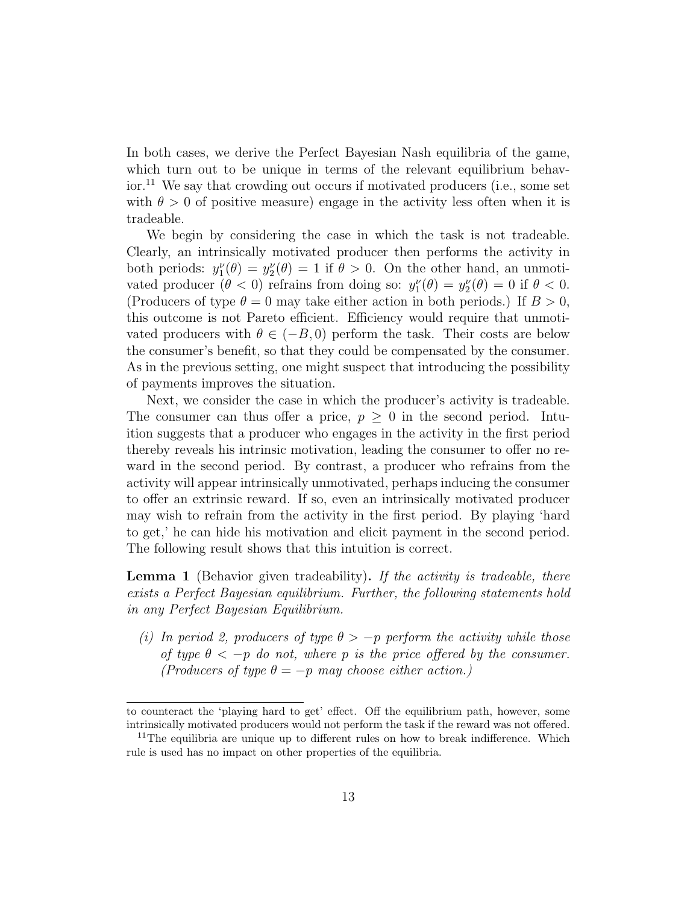In both cases, we derive the Perfect Bayesian Nash equilibria of the game, which turn out to be unique in terms of the relevant equilibrium behavior.[11] We say that crowding out occurs if motivated producers (i.e., some set with $\theta > 0$ of positive measure) engage in the activity less often when it is tradeable.

We begin by considering the case in which the task is not tradeable. Clearly, an intrinsically motivated producer then performs the activity in both periods: $y_1^\nu(\theta) = y_2^\nu(\theta) = 1$ if $\theta > 0$. On the other hand, an unmotivated producer ($\theta < 0$) refrains from doing so: $y_1^\nu(\theta) = y_2^\nu(\theta) = 0$ if $\theta < 0$. (Producers of type $\theta = 0$ may take either action in both periods.) If $B > 0$, this outcome is not Pareto efficient. Efficiency would require that unmotivated producers with $\theta \in (-B, 0)$ perform the task. Their costs are below the consumer's benefit, so that they could be compensated by the consumer. As in the previous setting, one might suspect that introducing the possibility of payments improves the situation.

Next, we consider the case in which the producer's activity is tradeable. The consumer can thus offer a price, $p \geq 0$ in the second period. Intuition suggests that a producer who engages in the activity in the first period thereby reveals his intrinsic motivation, leading the consumer to offer no reward in the second period. By contrast, a producer who refrains from the activity will appear intrinsically unmotivated, perhaps inducing the consumer to offer an extrinsic reward. If so, even an intrinsically motivated producer may wish to refrain from the activity in the first period. By playing 'hard to get,' he can hide his motivation and elicit payment in the second period. The following result shows that this intuition is correct.

**Lemma 1** (Behavior given tradeability)**.** *If the activity is tradeable, there exists a Perfect Bayesian equilibrium. Further, the following statements hold in any Perfect Bayesian Equilibrium.*

*(i) In period 2, producers of type $\theta > -p$ perform the activity while those of type $\theta < -p$ do not, where $p$ is the price offered by the consumer. (Producers of type $\theta = -p$ may choose either action.)*

---

to counteract the 'playing hard to get' effect. Off the equilibrium path, however, some intrinsically motivated producers would not perform the task if the reward was not offered.

[11] The equilibria are unique up to different rules on how to break indifference. Which rule is used has no impact on other properties of the equilibria.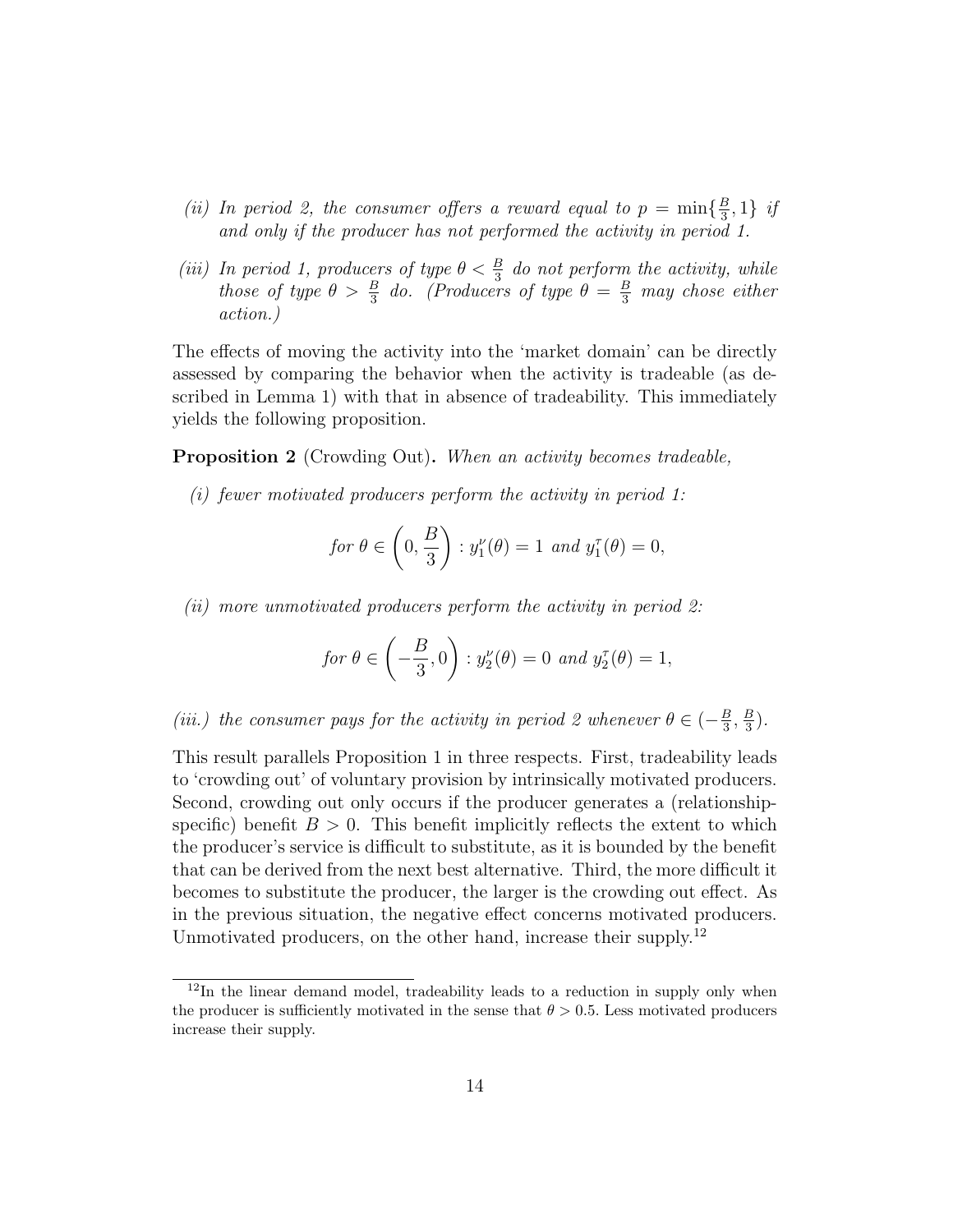*(ii) In period 2, the consumer offers a reward equal to $p = \min\{\frac{B}{3}, 1\}$ if and only if the producer has not performed the activity in period 1.*

*(iii) In period 1, producers of type $\theta < \frac{B}{3}$ do not perform the activity, while those of type $\theta > \frac{B}{3}$ do. (Producers of type $\theta = \frac{B}{3}$ may chose either action.)*

The effects of moving the activity into the 'market domain' can be directly assessed by comparing the behavior when the activity is tradeable (as described in Lemma 1) with that in absence of tradeability. This immediately yields the following proposition.

**Proposition 2** (Crowding Out)**.** *When an activity becomes tradeable,*

*(i) fewer motivated producers perform the activity in period 1:*

$$\text{for } \theta \in \left(0, \frac{B}{3}\right) : y_1^{\nu}(\theta) = 1 \text{ and } y_1^{\tau}(\theta) = 0,$$

*(ii) more unmotivated producers perform the activity in period 2:*

$$\text{for } \theta \in \left(-\frac{B}{3}, 0\right) : y_2^{\nu}(\theta) = 0 \text{ and } y_2^{\tau}(\theta) = 1,$$

*(iii.) the consumer pays for the activity in period 2 whenever $\theta \in (-\frac{B}{3}, \frac{B}{3})$.*

This result parallels Proposition 1 in three respects. First, tradeability leads to 'crowding out' of voluntary provision by intrinsically motivated producers. Second, crowding out only occurs if the producer generates a (relationship-specific) benefit $B > 0$. This benefit implicitly reflects the extent to which the producer's service is difficult to substitute, as it is bounded by the benefit that can be derived from the next best alternative. Third, the more difficult it becomes to substitute the producer, the larger is the crowding out effect. As in the previous situation, the negative effect concerns motivated producers. Unmotivated producers, on the other hand, increase their supply.[12]

[12] In the linear demand model, tradeability leads to a reduction in supply only when the producer is sufficiently motivated in the sense that $\theta > 0.5$. Less motivated producers increase their supply.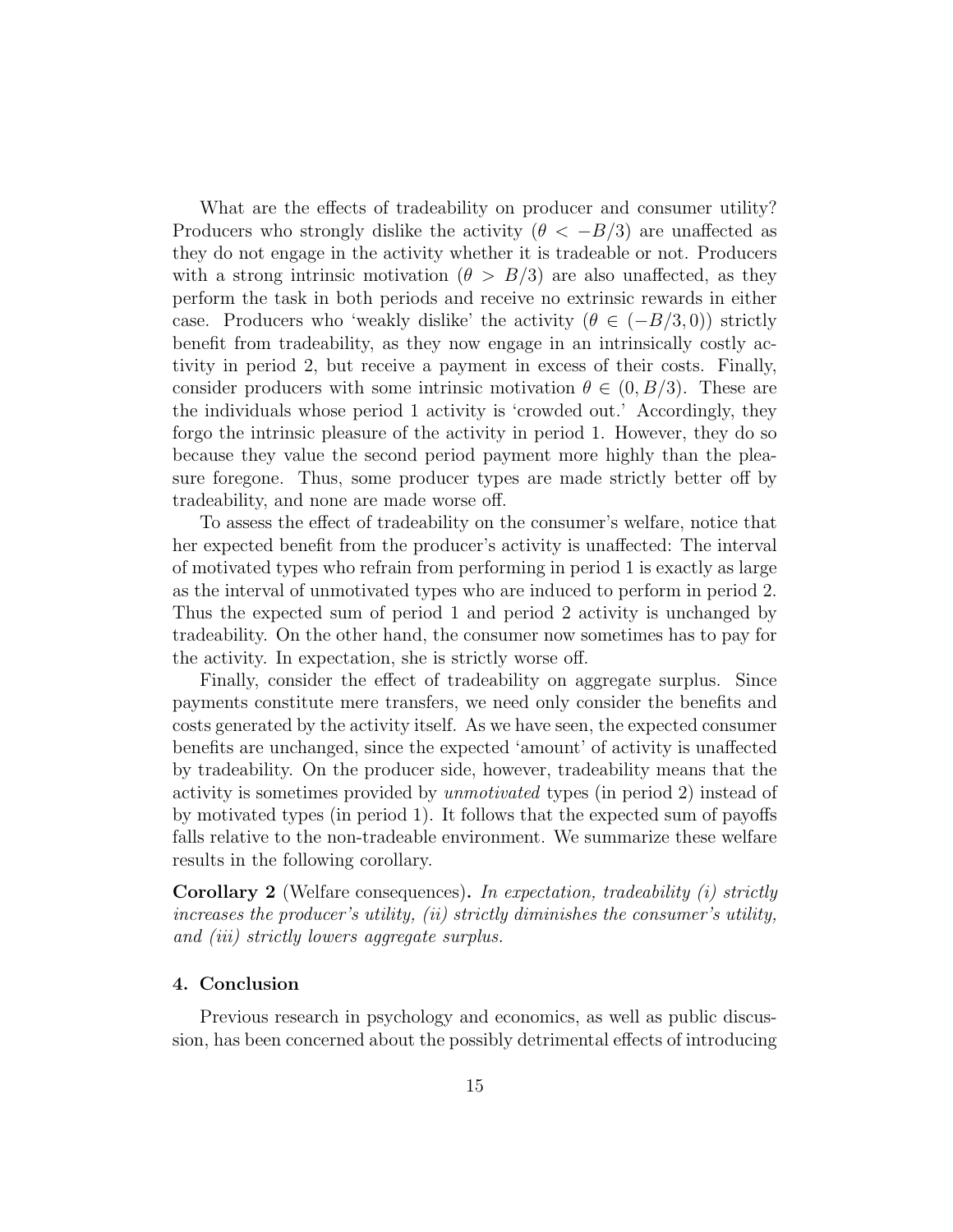What are the effects of tradeability on producer and consumer utility? Producers who strongly dislike the activity ($\theta < -B/3$) are unaffected as they do not engage in the activity whether it is tradeable or not. Producers with a strong intrinsic motivation ($\theta > B/3$) are also unaffected, as they perform the task in both periods and receive no extrinsic rewards in either case. Producers who 'weakly dislike' the activity ($\theta \in (-B/3, 0)$) strictly benefit from tradeability, as they now engage in an intrinsically costly activity in period 2, but receive a payment in excess of their costs. Finally, consider producers with some intrinsic motivation $\theta \in (0, B/3)$. These are the individuals whose period 1 activity is 'crowded out.' Accordingly, they forgo the intrinsic pleasure of the activity in period 1. However, they do so because they value the second period payment more highly than the pleasure foregone. Thus, some producer types are made strictly better off by tradeability, and none are made worse off.

To assess the effect of tradeability on the consumer's welfare, notice that her expected benefit from the producer's activity is unaffected: The interval of motivated types who refrain from performing in period 1 is exactly as large as the interval of unmotivated types who are induced to perform in period 2. Thus the expected sum of period 1 and period 2 activity is unchanged by tradeability. On the other hand, the consumer now sometimes has to pay for the activity. In expectation, she is strictly worse off.

Finally, consider the effect of tradeability on aggregate surplus. Since payments constitute mere transfers, we need only consider the benefits and costs generated by the activity itself. As we have seen, the expected consumer benefits are unchanged, since the expected 'amount' of activity is unaffected by tradeability. On the producer side, however, tradeability means that the activity is sometimes provided by *unmotivated* types (in period 2) instead of by motivated types (in period 1). It follows that the expected sum of payoffs falls relative to the non-tradeable environment. We summarize these welfare results in the following corollary.

**Corollary 2** (Welfare consequences)**.** *In expectation, tradeability (i) strictly increases the producer's utility, (ii) strictly diminishes the consumer's utility, and (iii) strictly lowers aggregate surplus.*

## 4. Conclusion

Previous research in psychology and economics, as well as public discussion, has been concerned about the possibly detrimental effects of introducing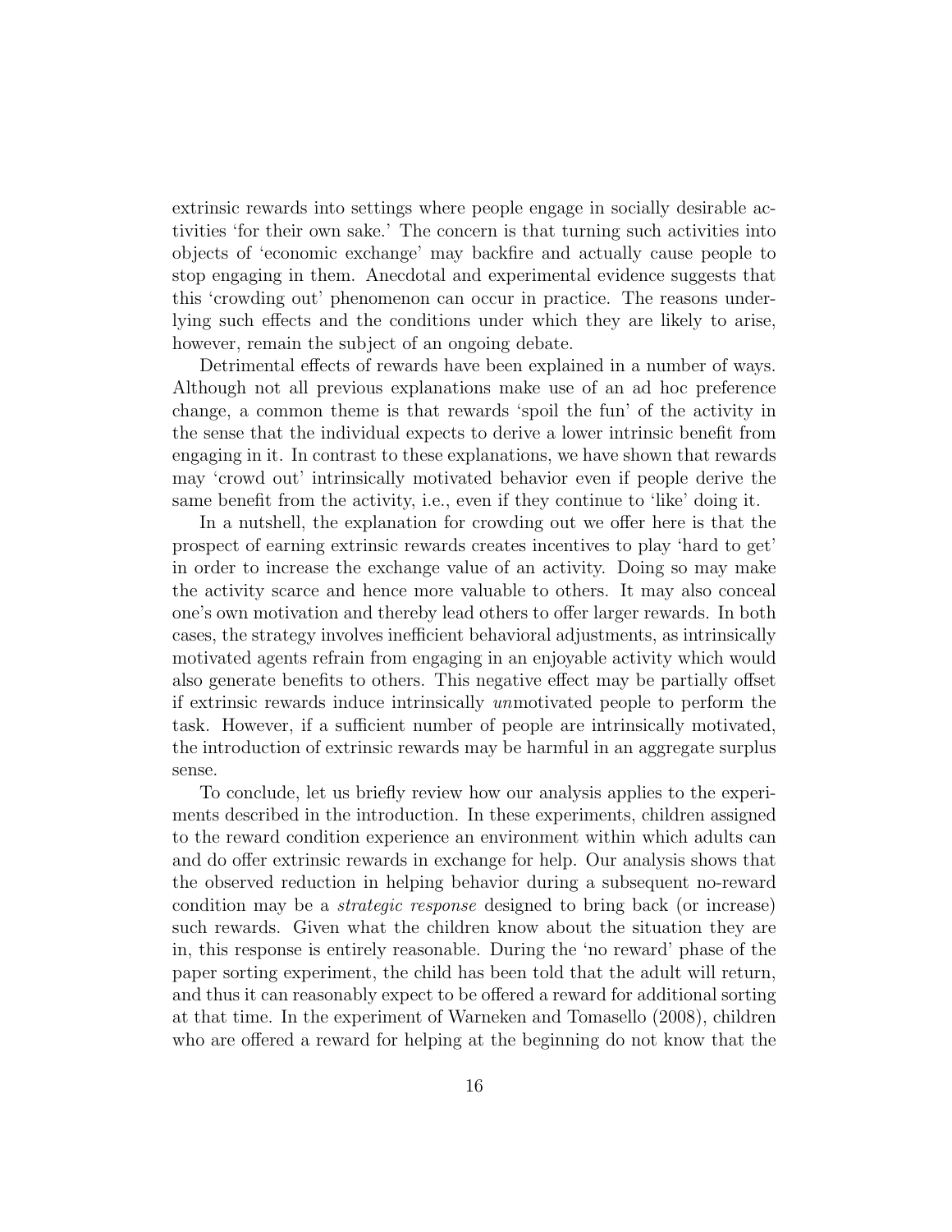extrinsic rewards into settings where people engage in socially desirable activities 'for their own sake.' The concern is that turning such activities into objects of 'economic exchange' may backfire and actually cause people to stop engaging in them. Anecdotal and experimental evidence suggests that this 'crowding out' phenomenon can occur in practice. The reasons underlying such effects and the conditions under which they are likely to arise, however, remain the subject of an ongoing debate.

Detrimental effects of rewards have been explained in a number of ways. Although not all previous explanations make use of an ad hoc preference change, a common theme is that rewards 'spoil the fun' of the activity in the sense that the individual expects to derive a lower intrinsic benefit from engaging in it. In contrast to these explanations, we have shown that rewards may 'crowd out' intrinsically motivated behavior even if people derive the same benefit from the activity, i.e., even if they continue to 'like' doing it.

In a nutshell, the explanation for crowding out we offer here is that the prospect of earning extrinsic rewards creates incentives to play 'hard to get' in order to increase the exchange value of an activity. Doing so may make the activity scarce and hence more valuable to others. It may also conceal one's own motivation and thereby lead others to offer larger rewards. In both cases, the strategy involves inefficient behavioral adjustments, as intrinsically motivated agents refrain from engaging in an enjoyable activity which would also generate benefits to others. This negative effect may be partially offset if extrinsic rewards induce intrinsically *un*motivated people to perform the task. However, if a sufficient number of people are intrinsically motivated, the introduction of extrinsic rewards may be harmful in an aggregate surplus sense.

To conclude, let us briefly review how our analysis applies to the experiments described in the introduction. In these experiments, children assigned to the reward condition experience an environment within which adults can and do offer extrinsic rewards in exchange for help. Our analysis shows that the observed reduction in helping behavior during a subsequent no-reward condition may be a *strategic response* designed to bring back (or increase) such rewards. Given what the children know about the situation they are in, this response is entirely reasonable. During the 'no reward' phase of the paper sorting experiment, the child has been told that the adult will return, and thus it can reasonably expect to be offered a reward for additional sorting at that time. In the experiment of Warneken and Tomasello (2008), children who are offered a reward for helping at the beginning do not know that the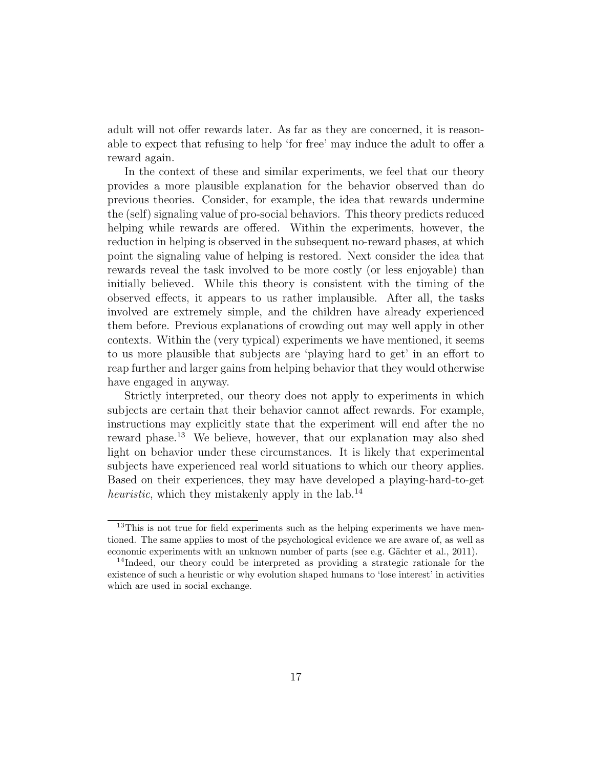adult will not offer rewards later. As far as they are concerned, it is reasonable to expect that refusing to help 'for free' may induce the adult to offer a reward again.

In the context of these and similar experiments, we feel that our theory provides a more plausible explanation for the behavior observed than do previous theories. Consider, for example, the idea that rewards undermine the (self) signaling value of pro-social behaviors. This theory predicts reduced helping while rewards are offered. Within the experiments, however, the reduction in helping is observed in the subsequent no-reward phases, at which point the signaling value of helping is restored. Next consider the idea that rewards reveal the task involved to be more costly (or less enjoyable) than initially believed. While this theory is consistent with the timing of the observed effects, it appears to us rather implausible. After all, the tasks involved are extremely simple, and the children have already experienced them before. Previous explanations of crowding out may well apply in other contexts. Within the (very typical) experiments we have mentioned, it seems to us more plausible that subjects are 'playing hard to get' in an effort to reap further and larger gains from helping behavior that they would otherwise have engaged in anyway.

Strictly interpreted, our theory does not apply to experiments in which subjects are certain that their behavior cannot affect rewards. For example, instructions may explicitly state that the experiment will end after the no reward phase.[13] We believe, however, that our explanation may also shed light on behavior under these circumstances. It is likely that experimental subjects have experienced real world situations to which our theory applies. Based on their experiences, they may have developed a playing-hard-to-get *heuristic*, which they mistakenly apply in the lab.[14]

[13] This is not true for field experiments such as the helping experiments we have mentioned. The same applies to most of the psychological evidence we are aware of, as well as economic experiments with an unknown number of parts (see e.g. Gächter et al., 2011).

[14] Indeed, our theory could be interpreted as providing a strategic rationale for the existence of such a heuristic or why evolution shaped humans to 'lose interest' in activities which are used in social exchange.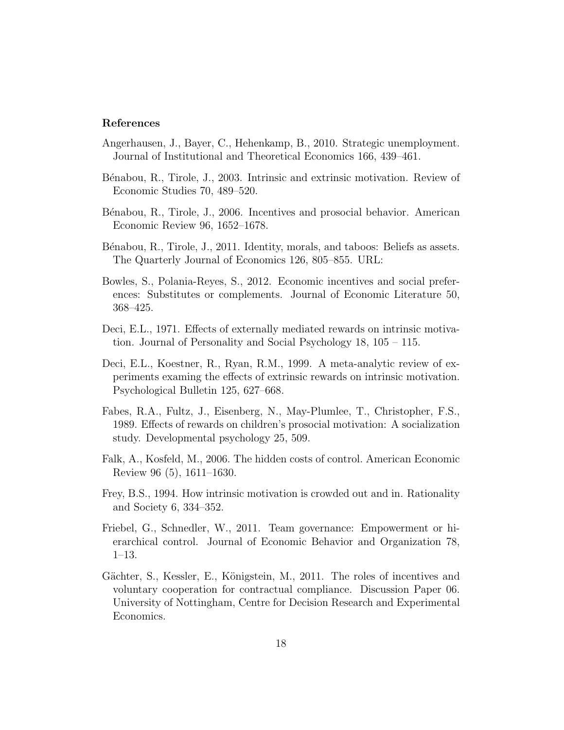## References

Angerhausen, J., Bayer, C., Hehenkamp, B., 2010. Strategic unemployment. Journal of Institutional and Theoretical Economics 166, 439–461.

Bénabou, R., Tirole, J., 2003. Intrinsic and extrinsic motivation. Review of Economic Studies 70, 489–520.

Bénabou, R., Tirole, J., 2006. Incentives and prosocial behavior. American Economic Review 96, 1652–1678.

Bénabou, R., Tirole, J., 2011. Identity, morals, and taboos: Beliefs as assets. The Quarterly Journal of Economics 126, 805–855. URL:

Bowles, S., Polania-Reyes, S., 2012. Economic incentives and social preferences: Substitutes or complements. Journal of Economic Literature 50, 368–425.

Deci, E.L., 1971. Effects of externally mediated rewards on intrinsic motivation. Journal of Personality and Social Psychology 18, 105 – 115.

Deci, E.L., Koestner, R., Ryan, R.M., 1999. A meta-analytic review of experiments examing the effects of extrinsic rewards on intrinsic motivation. Psychological Bulletin 125, 627–668.

Fabes, R.A., Fultz, J., Eisenberg, N., May-Plumlee, T., Christopher, F.S., 1989. Effects of rewards on children's prosocial motivation: A socialization study. Developmental psychology 25, 509.

Falk, A., Kosfeld, M., 2006. The hidden costs of control. American Economic Review 96 (5), 1611–1630.

Frey, B.S., 1994. How intrinsic motivation is crowded out and in. Rationality and Society 6, 334–352.

Friebel, G., Schnedler, W., 2011. Team governance: Empowerment or hierarchical control. Journal of Economic Behavior and Organization 78, 1–13.

Gächter, S., Kessler, E., Königstein, M., 2011. The roles of incentives and voluntary cooperation for contractual compliance. Discussion Paper 06. University of Nottingham, Centre for Decision Research and Experimental Economics.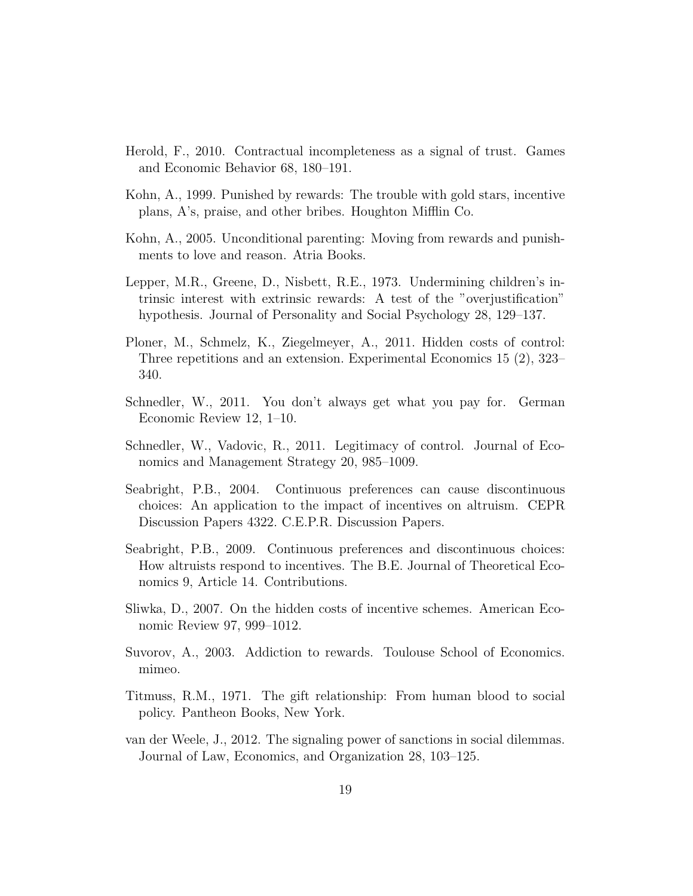Herold, F., 2010. Contractual incompleteness as a signal of trust. Games and Economic Behavior 68, 180–191.

Kohn, A., 1999. Punished by rewards: The trouble with gold stars, incentive plans, A's, praise, and other bribes. Houghton Mifflin Co.

Kohn, A., 2005. Unconditional parenting: Moving from rewards and punishments to love and reason. Atria Books.

Lepper, M.R., Greene, D., Nisbett, R.E., 1973. Undermining children's intrinsic interest with extrinsic rewards: A test of the "overjustification" hypothesis. Journal of Personality and Social Psychology 28, 129–137.

Ploner, M., Schmelz, K., Ziegelmeyer, A., 2011. Hidden costs of control: Three repetitions and an extension. Experimental Economics 15 (2), 323–340.

Schnedler, W., 2011. You don't always get what you pay for. German Economic Review 12, 1–10.

Schnedler, W., Vadovic, R., 2011. Legitimacy of control. Journal of Economics and Management Strategy 20, 985–1009.

Seabright, P.B., 2004. Continuous preferences can cause discontinuous choices: An application to the impact of incentives on altruism. CEPR Discussion Papers 4322. C.E.P.R. Discussion Papers.

Seabright, P.B., 2009. Continuous preferences and discontinuous choices: How altruists respond to incentives. The B.E. Journal of Theoretical Economics 9, Article 14. Contributions.

Sliwka, D., 2007. On the hidden costs of incentive schemes. American Economic Review 97, 999–1012.

Suvorov, A., 2003. Addiction to rewards. Toulouse School of Economics. mimeo.

Titmuss, R.M., 1971. The gift relationship: From human blood to social policy. Pantheon Books, New York.

van der Weele, J., 2012. The signaling power of sanctions in social dilemmas. Journal of Law, Economics, and Organization 28, 103–125.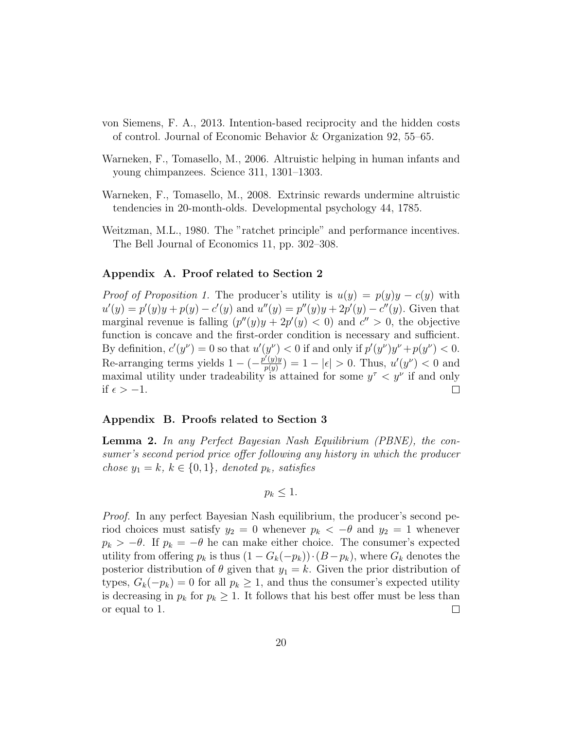von Siemens, F. A., 2013. Intention-based reciprocity and the hidden costs of control. Journal of Economic Behavior & Organization 92, 55–65.

Warneken, F., Tomasello, M., 2006. Altruistic helping in human infants and young chimpanzees. Science 311, 1301–1303.

Warneken, F., Tomasello, M., 2008. Extrinsic rewards undermine altruistic tendencies in 20-month-olds. Developmental psychology 44, 1785.

Weitzman, M.L., 1980. The "ratchet principle" and performance incentives. The Bell Journal of Economics 11, pp. 302–308.

## Appendix A. Proof related to Section 2

*Proof of Proposition 1.* The producer's utility is $u(y) = p(y)y - c(y)$ with $u'(y) = p'(y)y + p(y) - c'(y)$ and $u''(y) = p''(y)y + 2p'(y) - c''(y)$. Given that marginal revenue is falling ($p''(y)y + 2p'(y) < 0$) and $c'' > 0$, the objective function is concave and the first-order condition is necessary and sufficient. By definition, $c'(y^\nu) = 0$ so that $u'(y^\nu) < 0$ if and only if $p'(y^\nu)y^\nu + p(y^\nu) < 0$. Re-arranging terms yields $1 - (-\frac{p'(y)y}{p(y)}) = 1 - |\epsilon| > 0$. Thus, $u'(y^\nu) < 0$ and maximal utility under tradeability is attained for some $y^\tau < y^\nu$ if and only if $\epsilon > -1$. □

## Appendix B. Proofs related to Section 3

**Lemma 2.** *In any Perfect Bayesian Nash Equilibrium (PBNE), the consumer's second period price offer following any history in which the producer chose $y_1 = k$, $k \in \{0, 1\}$, denoted $p_k$, satisfies*

$$p_k \leq 1.$$

*Proof.* In any perfect Bayesian Nash equilibrium, the producer's second period choices must satisfy $y_2 = 0$ whenever $p_k < -\theta$ and $y_2 = 1$ whenever $p_k > -\theta$. If $p_k = -\theta$ he can make either choice. The consumer's expected utility from offering $p_k$ is thus $(1 - G_k(-p_k)) \cdot (B - p_k)$, where $G_k$ denotes the posterior distribution of $\theta$ given that $y_1 = k$. Given the prior distribution of types, $G_k(-p_k) = 0$ for all $p_k \geq 1$, and thus the consumer's expected utility is decreasing in $p_k$ for $p_k \geq 1$. It follows that his best offer must be less than or equal to 1. □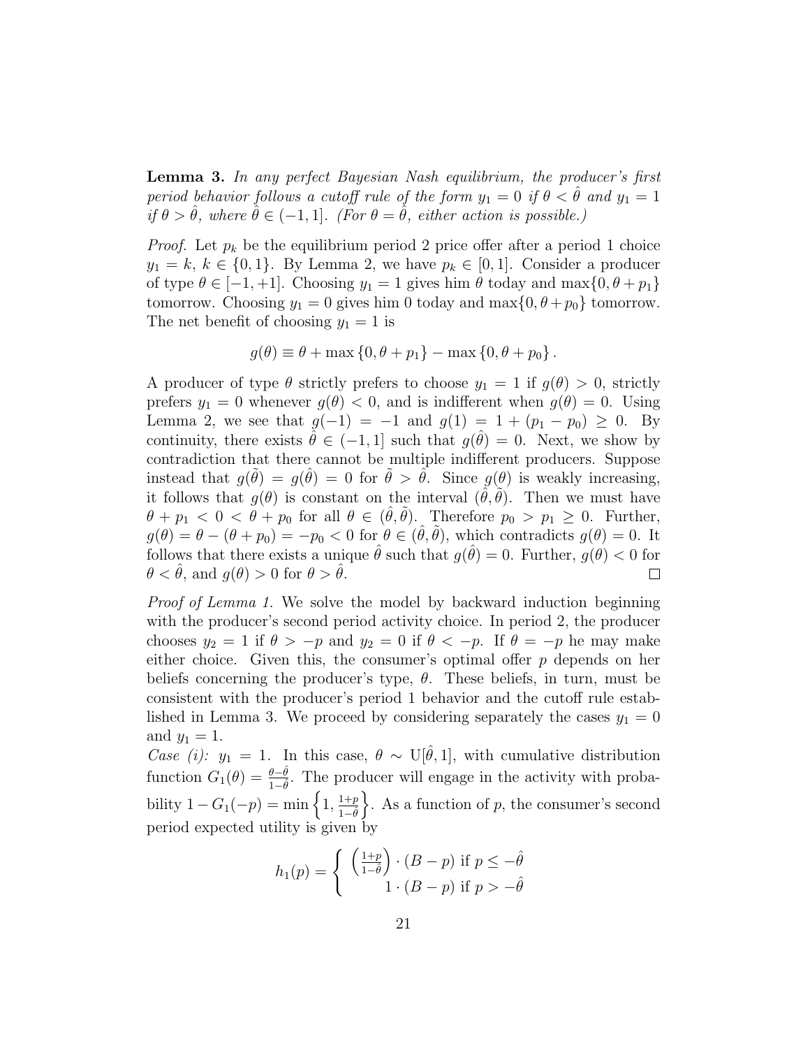**Lemma 3.** *In any perfect Bayesian Nash equilibrium, the producer's first period behavior follows a cutoff rule of the form $y_1 = 0$ if $\theta < \hat{\theta}$ and $y_1 = 1$ if $\theta > \hat{\theta}$, where $\hat{\theta} \in (-1, 1]$. (For $\theta = \hat{\theta}$, either action is possible.)*

*Proof.* Let $p_k$ be the equilibrium period 2 price offer after a period 1 choice $y_1 = k$, $k \in \{0, 1\}$. By Lemma 2, we have $p_k \in [0, 1]$. Consider a producer of type $\theta \in [-1, +1]$. Choosing $y_1 = 1$ gives him $\theta$ today and $\max\{0, \theta + p_1\}$ tomorrow. Choosing $y_1 = 0$ gives him 0 today and $\max\{0, \theta + p_0\}$ tomorrow. The net benefit of choosing $y_1 = 1$ is

$$g(\theta) \equiv \theta + \max\{0, \theta + p_1\} - \max\{0, \theta + p_0\}.$$

A producer of type $\theta$ strictly prefers to choose $y_1 = 1$ if $g(\theta) > 0$, strictly prefers $y_1 = 0$ whenever $g(\theta) < 0$, and is indifferent when $g(\theta) = 0$. Using Lemma 2, we see that $g(-1) = -1$ and $g(1) = 1 + (p_1 - p_0) \geq 0$. By continuity, there exists $\hat{\theta} \in (-1, 1]$ such that $g(\hat{\theta}) = 0$. Next, we show by contradiction that there cannot be multiple indifferent producers. Suppose instead that $g(\tilde{\theta}) = g(\hat{\theta}) = 0$ for $\tilde{\theta} > \hat{\theta}$. Since $g(\theta)$ is weakly increasing, it follows that $g(\theta)$ is constant on the interval $(\hat{\theta}, \tilde{\theta})$. Then we must have $\theta + p_1 < 0 < \theta + p_0$ for all $\theta \in (\hat{\theta}, \tilde{\theta})$. Therefore $p_0 > p_1 \geq 0$. Further, $g(\theta) = \theta - (\theta + p_0) = -p_0 < 0$ for $\theta \in (\hat{\theta}, \tilde{\theta})$, which contradicts $g(\theta) = 0$. It follows that there exists a unique $\hat{\theta}$ such that $g(\hat{\theta}) = 0$. Further, $g(\theta) < 0$ for $\theta < \hat{\theta}$, and $g(\theta) > 0$ for $\theta > \hat{\theta}$. □

*Proof of Lemma 1.* We solve the model by backward induction beginning with the producer's second period activity choice. In period 2, the producer chooses $y_2 = 1$ if $\theta > -p$ and $y_2 = 0$ if $\theta < -p$. If $\theta = -p$ he may make either choice. Given this, the consumer's optimal offer $p$ depends on her beliefs concerning the producer's type, $\theta$. These beliefs, in turn, must be consistent with the producer's period 1 behavior and the cutoff rule established in Lemma 3. We proceed by considering separately the cases $y_1 = 0$ and $y_1 = 1$.

*Case (i):* $y_1 = 1$. In this case, $\theta \sim \mathrm{U}[\hat{\theta}, 1]$, with cumulative distribution function $G_1(\theta) = \frac{\theta - \hat{\theta}}{1 - \hat{\theta}}$. The producer will engage in the activity with probability $1 - G_1(-p) = \min\left\{1, \frac{1+p}{1-\hat{\theta}}\right\}$. As a function of $p$, the consumer's second period expected utility is given by

$$h_1(p) = \begin{cases} \left(\frac{1+p}{1-\hat{\theta}}\right) \cdot (B - p) \text{ if } p \leq -\hat{\theta} \\ 1 \cdot (B - p) \text{ if } p > -\hat{\theta} \end{cases}$$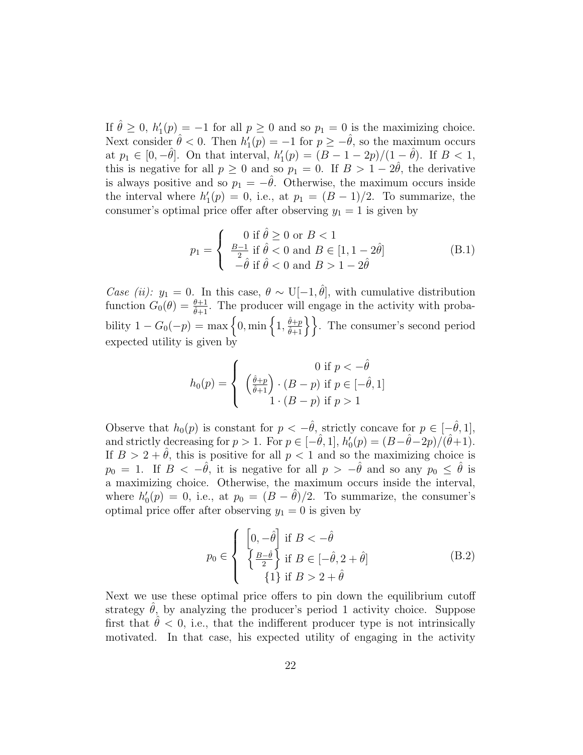If $\hat{\theta} \geq 0$, $h_1'(p) = -1$ for all $p \geq 0$ and so $p_1 = 0$ is the maximizing choice. Next consider $\hat{\theta} < 0$. Then $h_1'(p) = -1$ for $p \geq -\hat{\theta}$, so the maximum occurs at $p_1 \in [0, -\hat{\theta}]$. On that interval, $h_1'(p) = (B - 1 - 2p)/(1 - \hat{\theta})$. If $B < 1$, this is negative for all $p \geq 0$ and so $p_1 = 0$. If $B > 1 - 2\hat{\theta}$, the derivative is always positive and so $p_1 = -\hat{\theta}$. Otherwise, the maximum occurs inside the interval where $h_1'(p) = 0$, i.e., at $p_1 = (B - 1)/2$. To summarize, the consumer's optimal price offer after observing $y_1 = 1$ is given by

$$p_1 = \begin{cases} 0 \text{ if } \hat{\theta} \geq 0 \text{ or } B < 1 \\ \frac{B-1}{2} \text{ if } \hat{\theta} < 0 \text{ and } B \in [1, 1 - 2\hat{\theta}] \\ -\hat{\theta} \text{ if } \hat{\theta} < 0 \text{ and } B > 1 - 2\hat{\theta} \end{cases} \tag{B.1}$$

*Case (ii):* $y_1 = 0$. In this case, $\theta \sim \mathrm{U}[-1, \hat{\theta}]$, with cumulative distribution function $G_0(\theta) = \frac{\theta+1}{\hat{\theta}+1}$. The producer will engage in the activity with probability $1 - G_0(-p) = \max\left\{0, \min\left\{1, \frac{\hat{\theta}+p}{\hat{\theta}+1}\right\}\right\}$. The consumer's second period expected utility is given by

$$h_0(p) = \begin{cases} 0 \text{ if } p < -\hat{\theta} \\ \left(\frac{\hat{\theta}+p}{\hat{\theta}+1}\right) \cdot (B - p) \text{ if } p \in [-\hat{\theta}, 1] \\ 1 \cdot (B - p) \text{ if } p > 1 \end{cases}$$

Observe that $h_0(p)$ is constant for $p < -\hat{\theta}$, strictly concave for $p \in [-\hat{\theta}, 1]$, and strictly decreasing for $p > 1$. For $p \in [-\hat{\theta}, 1]$, $h_0'(p) = (B - \hat{\theta} - 2p)/(\hat{\theta} + 1)$. If $B > 2 + \hat{\theta}$, this is positive for all $p < 1$ and so the maximizing choice is $p_0 = 1$. If $B < -\hat{\theta}$, it is negative for all $p > -\hat{\theta}$ and so any $p_0 \leq \hat{\theta}$ is a maximizing choice. Otherwise, the maximum occurs inside the interval, where $h_0'(p) = 0$, i.e., at $p_0 = (B - \hat{\theta})/2$. To summarize, the consumer's optimal price offer after observing $y_1 = 0$ is given by

$$p_0 \in \begin{cases} \left[0, -\hat{\theta}\right] \text{ if } B < -\hat{\theta} \\ \left\{\frac{B-\hat{\theta}}{2}\right\} \text{ if } B \in [-\hat{\theta}, 2 + \hat{\theta}] \\ \{1\} \text{ if } B > 2 + \hat{\theta} \end{cases} \tag{B.2}$$

Next we use these optimal price offers to pin down the equilibrium cutoff strategy $\hat{\theta}$, by analyzing the producer's period 1 activity choice. Suppose first that $\hat{\theta} < 0$, i.e., that the indifferent producer type is not intrinsically motivated. In that case, his expected utility of engaging in the activity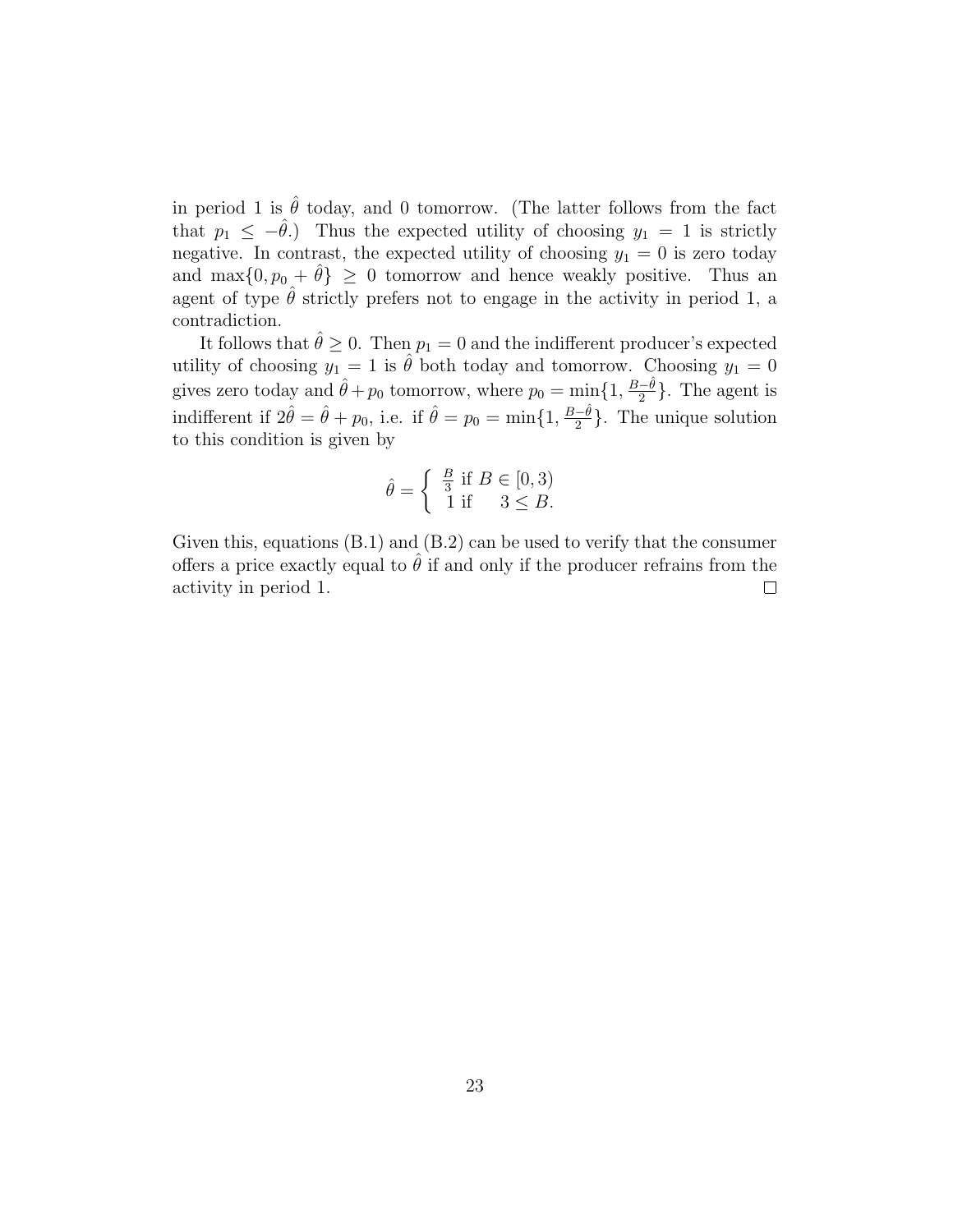in period 1 is $\hat{\theta}$ today, and 0 tomorrow. (The latter follows from the fact that $p_1 \leq -\hat{\theta}$.) Thus the expected utility of choosing $y_1 = 1$ is strictly negative. In contrast, the expected utility of choosing $y_1 = 0$ is zero today and $\max\{0, p_0 + \hat{\theta}\} \geq 0$ tomorrow and hence weakly positive. Thus an agent of type $\hat{\theta}$ strictly prefers not to engage in the activity in period 1, a contradiction.

It follows that $\hat{\theta} \geq 0$. Then $p_1 = 0$ and the indifferent producer's expected utility of choosing $y_1 = 1$ is $\hat{\theta}$ both today and tomorrow. Choosing $y_1 = 0$ gives zero today and $\hat{\theta} + p_0$ tomorrow, where $p_0 = \min\{1, \frac{B-\hat{\theta}}{2}\}$. The agent is indifferent if $2\hat{\theta} = \hat{\theta} + p_0$, i.e. if $\hat{\theta} = p_0 = \min\{1, \frac{B-\hat{\theta}}{2}\}$. The unique solution to this condition is given by

$$\hat{\theta} = \begin{cases} \frac{B}{3} \text{ if } B \in [0, 3) \\ 1 \text{ if } \quad 3 \leq B. \end{cases}$$

Given this, equations (B.1) and (B.2) can be used to verify that the consumer offers a price exactly equal to $\hat{\theta}$ if and only if the producer refrains from the activity in period 1. □